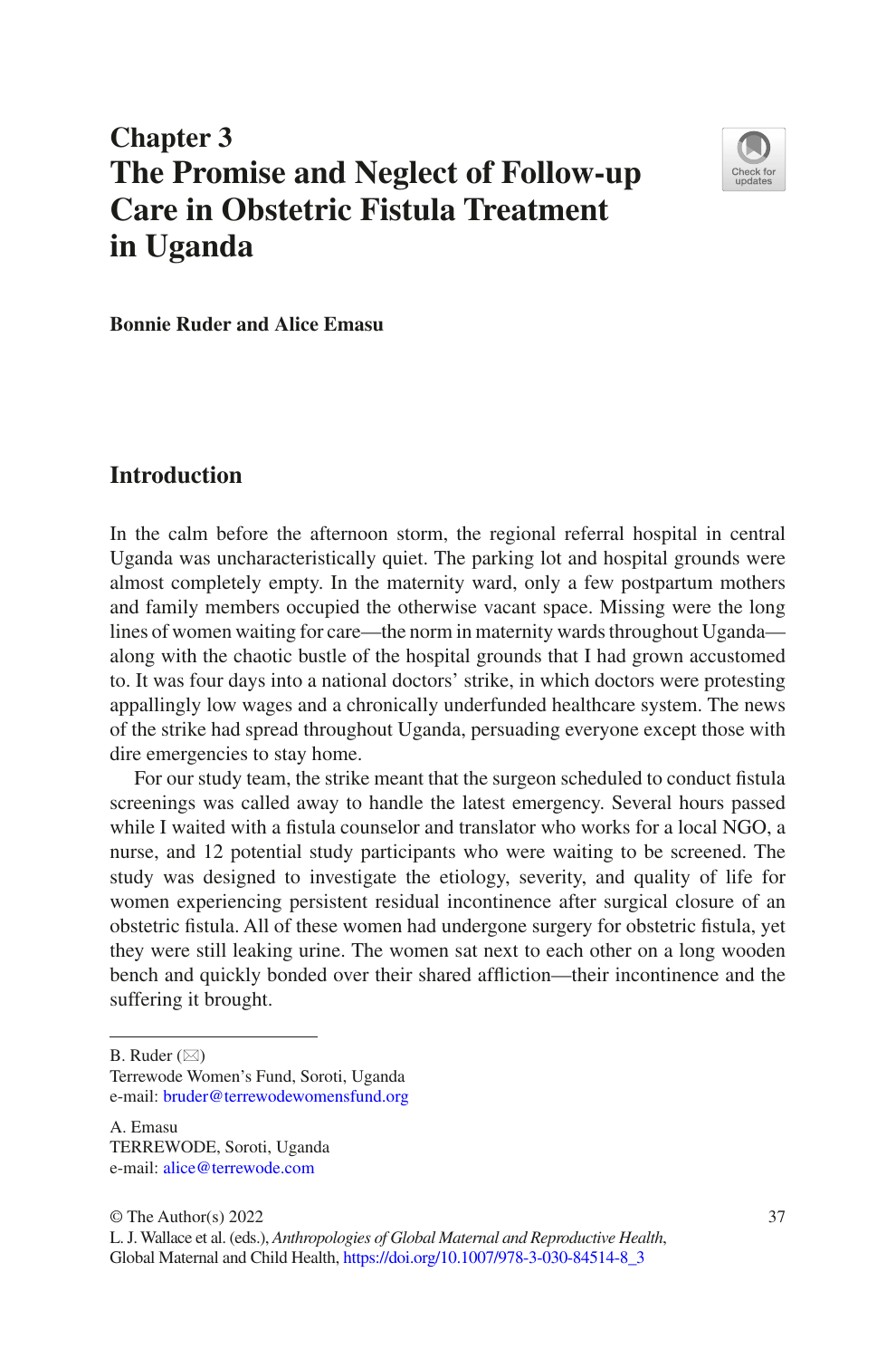# Chapter 3
# The Promise and Neglect of Follow-up Care in Obstetric Fistula Treatment in Uganda

**Bonnie Ruder and Alice Emasu**

## Introduction

In the calm before the afternoon storm, the regional referral hospital in central Uganda was uncharacteristically quiet. The parking lot and hospital grounds were almost completely empty. In the maternity ward, only a few postpartum mothers and family members occupied the otherwise vacant space. Missing were the long lines of women waiting for care—the norm in maternity wards throughout Uganda—along with the chaotic bustle of the hospital grounds that I had grown accustomed to. It was four days into a national doctors' strike, in which doctors were protesting appallingly low wages and a chronically underfunded healthcare system. The news of the strike had spread throughout Uganda, persuading everyone except those with dire emergencies to stay home.

For our study team, the strike meant that the surgeon scheduled to conduct fistula screenings was called away to handle the latest emergency. Several hours passed while I waited with a fistula counselor and translator who works for a local NGO, a nurse, and 12 potential study participants who were waiting to be screened. The study was designed to investigate the etiology, severity, and quality of life for women experiencing persistent residual incontinence after surgical closure of an obstetric fistula. All of these women had undergone surgery for obstetric fistula, yet they were still leaking urine. The women sat next to each other on a long wooden bench and quickly bonded over their shared affliction—their incontinence and the suffering it brought.

---

B. Ruder (✉)
Terrewode Women's Fund, Soroti, Uganda
e-mail: bruder@terrewodewomensfund.org

A. Emasu
TERREWODE, Soroti, Uganda
e-mail: alice@terrewode.com

© The Author(s) 2022
L. J. Wallace et al. (eds.), *Anthropologies of Global Maternal and Reproductive Health*, Global Maternal and Child Health, https://doi.org/10.1007/978-3-030-84514-8_3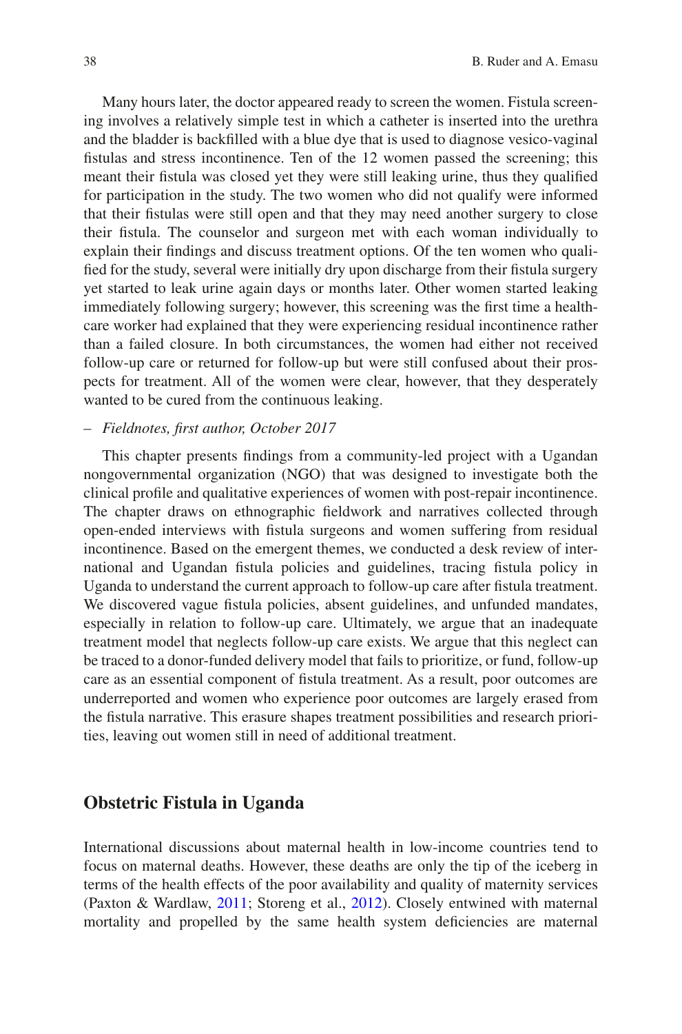Many hours later, the doctor appeared ready to screen the women. Fistula screening involves a relatively simple test in which a catheter is inserted into the urethra and the bladder is backfilled with a blue dye that is used to diagnose vesico-vaginal fistulas and stress incontinence. Ten of the 12 women passed the screening; this meant their fistula was closed yet they were still leaking urine, thus they qualified for participation in the study. The two women who did not qualify were informed that their fistulas were still open and that they may need another surgery to close their fistula. The counselor and surgeon met with each woman individually to explain their findings and discuss treatment options. Of the ten women who qualified for the study, several were initially dry upon discharge from their fistula surgery yet started to leak urine again days or months later. Other women started leaking immediately following surgery; however, this screening was the first time a health-care worker had explained that they were experiencing residual incontinence rather than a failed closure. In both circumstances, the women had either not received follow-up care or returned for follow-up but were still confused about their prospects for treatment. All of the women were clear, however, that they desperately wanted to be cured from the continuous leaking.

– *Fieldnotes, first author, October 2017*

This chapter presents findings from a community-led project with a Ugandan nongovernmental organization (NGO) that was designed to investigate both the clinical profile and qualitative experiences of women with post-repair incontinence. The chapter draws on ethnographic fieldwork and narratives collected through open-ended interviews with fistula surgeons and women suffering from residual incontinence. Based on the emergent themes, we conducted a desk review of international and Ugandan fistula policies and guidelines, tracing fistula policy in Uganda to understand the current approach to follow-up care after fistula treatment. We discovered vague fistula policies, absent guidelines, and unfunded mandates, especially in relation to follow-up care. Ultimately, we argue that an inadequate treatment model that neglects follow-up care exists. We argue that this neglect can be traced to a donor-funded delivery model that fails to prioritize, or fund, follow-up care as an essential component of fistula treatment. As a result, poor outcomes are underreported and women who experience poor outcomes are largely erased from the fistula narrative. This erasure shapes treatment possibilities and research priorities, leaving out women still in need of additional treatment.

## Obstetric Fistula in Uganda

International discussions about maternal health in low-income countries tend to focus on maternal deaths. However, these deaths are only the tip of the iceberg in terms of the health effects of the poor availability and quality of maternity services (Paxton & Wardlaw, 2011; Storeng et al., 2012). Closely entwined with maternal mortality and propelled by the same health system deficiencies are maternal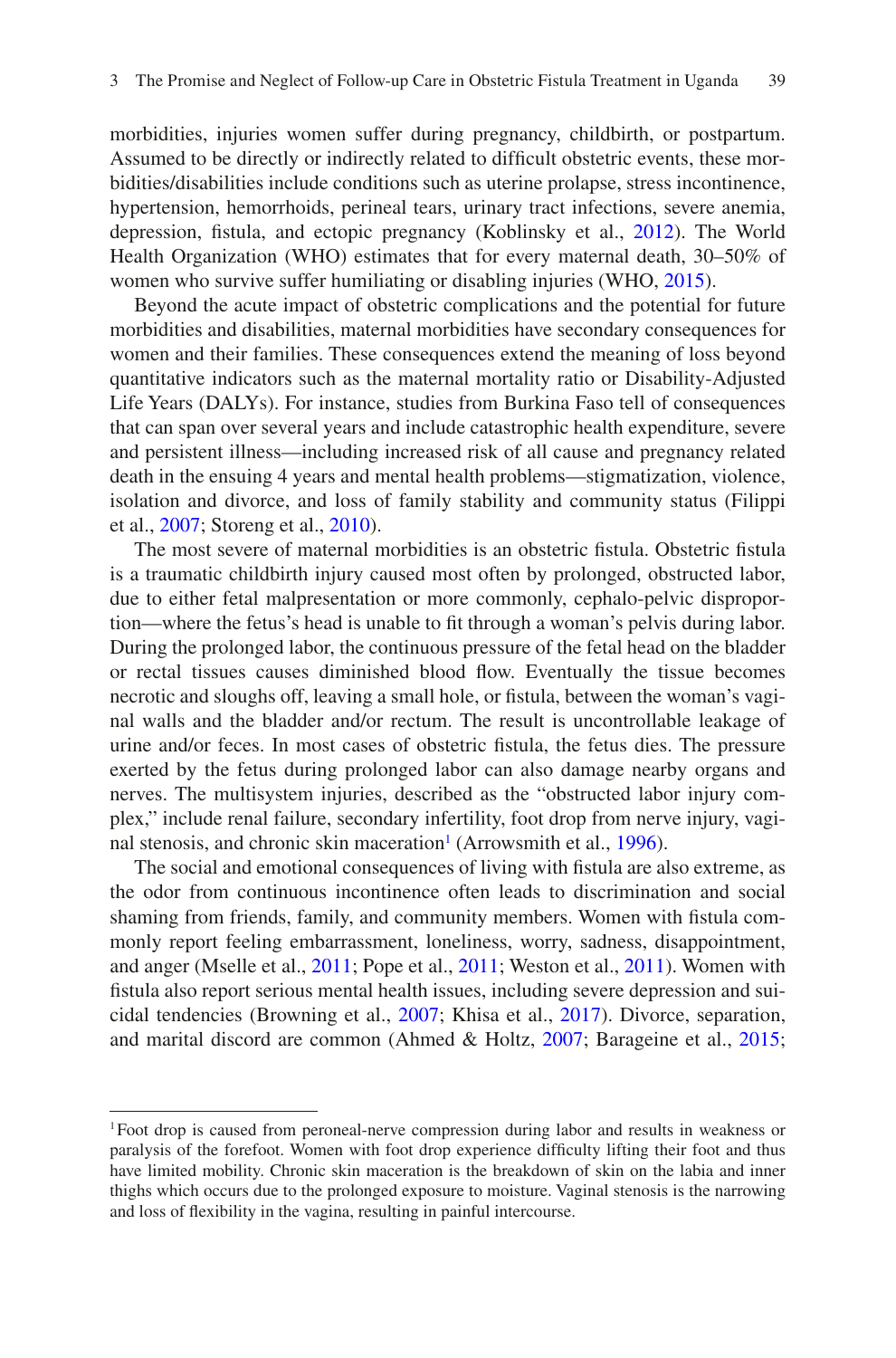morbidities, injuries women suffer during pregnancy, childbirth, or postpartum. Assumed to be directly or indirectly related to difficult obstetric events, these morbidities/disabilities include conditions such as uterine prolapse, stress incontinence, hypertension, hemorrhoids, perineal tears, urinary tract infections, severe anemia, depression, fistula, and ectopic pregnancy (Koblinsky et al., 2012). The World Health Organization (WHO) estimates that for every maternal death, 30–50% of women who survive suffer humiliating or disabling injuries (WHO, 2015).

Beyond the acute impact of obstetric complications and the potential for future morbidities and disabilities, maternal morbidities have secondary consequences for women and their families. These consequences extend the meaning of loss beyond quantitative indicators such as the maternal mortality ratio or Disability-Adjusted Life Years (DALYs). For instance, studies from Burkina Faso tell of consequences that can span over several years and include catastrophic health expenditure, severe and persistent illness—including increased risk of all cause and pregnancy related death in the ensuing 4 years and mental health problems—stigmatization, violence, isolation and divorce, and loss of family stability and community status (Filippi et al., 2007; Storeng et al., 2010).

The most severe of maternal morbidities is an obstetric fistula. Obstetric fistula is a traumatic childbirth injury caused most often by prolonged, obstructed labor, due to either fetal malpresentation or more commonly, cephalo-pelvic disproportion—where the fetus's head is unable to fit through a woman's pelvis during labor. During the prolonged labor, the continuous pressure of the fetal head on the bladder or rectal tissues causes diminished blood flow. Eventually the tissue becomes necrotic and sloughs off, leaving a small hole, or fistula, between the woman's vaginal walls and the bladder and/or rectum. The result is uncontrollable leakage of urine and/or feces. In most cases of obstetric fistula, the fetus dies. The pressure exerted by the fetus during prolonged labor can also damage nearby organs and nerves. The multisystem injuries, described as the "obstructed labor injury complex," include renal failure, secondary infertility, foot drop from nerve injury, vaginal stenosis, and chronic skin maceration[1] (Arrowsmith et al., 1996).

The social and emotional consequences of living with fistula are also extreme, as the odor from continuous incontinence often leads to discrimination and social shaming from friends, family, and community members. Women with fistula commonly report feeling embarrassment, loneliness, worry, sadness, disappointment, and anger (Mselle et al., 2011; Pope et al., 2011; Weston et al., 2011). Women with fistula also report serious mental health issues, including severe depression and suicidal tendencies (Browning et al., 2007; Khisa et al., 2017). Divorce, separation, and marital discord are common (Ahmed & Holtz, 2007; Barageine et al., 2015;

---

[1] Foot drop is caused from peroneal-nerve compression during labor and results in weakness or paralysis of the forefoot. Women with foot drop experience difficulty lifting their foot and thus have limited mobility. Chronic skin maceration is the breakdown of skin on the labia and inner thighs which occurs due to the prolonged exposure to moisture. Vaginal stenosis is the narrowing and loss of flexibility in the vagina, resulting in painful intercourse.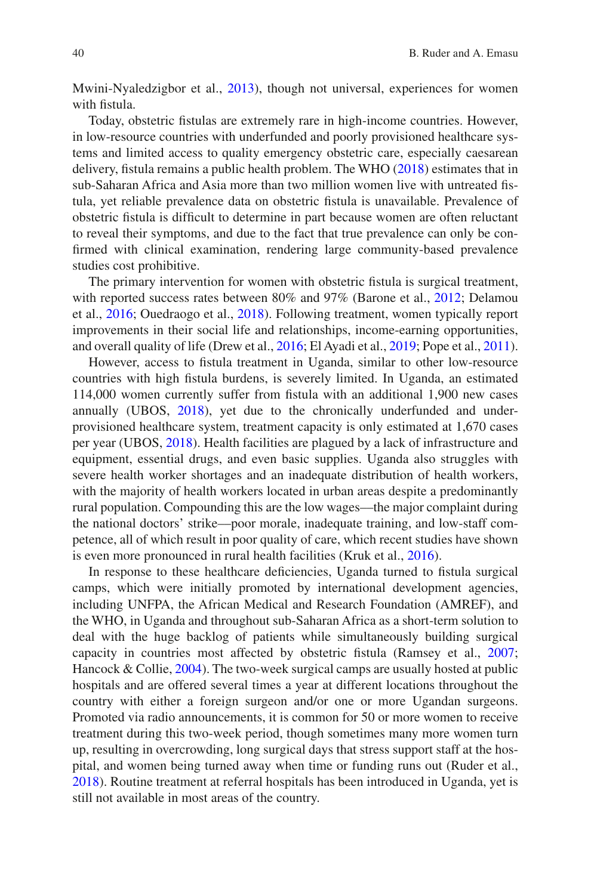Mwini-Nyaledzigbor et al., 2013), though not universal, experiences for women with fistula.

Today, obstetric fistulas are extremely rare in high-income countries. However, in low-resource countries with underfunded and poorly provisioned healthcare systems and limited access to quality emergency obstetric care, especially caesarean delivery, fistula remains a public health problem. The WHO (2018) estimates that in sub-Saharan Africa and Asia more than two million women live with untreated fistula, yet reliable prevalence data on obstetric fistula is unavailable. Prevalence of obstetric fistula is difficult to determine in part because women are often reluctant to reveal their symptoms, and due to the fact that true prevalence can only be confirmed with clinical examination, rendering large community-based prevalence studies cost prohibitive.

The primary intervention for women with obstetric fistula is surgical treatment, with reported success rates between 80% and 97% (Barone et al., 2012; Delamou et al., 2016; Ouedraogo et al., 2018). Following treatment, women typically report improvements in their social life and relationships, income-earning opportunities, and overall quality of life (Drew et al., 2016; El Ayadi et al., 2019; Pope et al., 2011).

However, access to fistula treatment in Uganda, similar to other low-resource countries with high fistula burdens, is severely limited. In Uganda, an estimated 114,000 women currently suffer from fistula with an additional 1,900 new cases annually (UBOS, 2018), yet due to the chronically underfunded and under-provisioned healthcare system, treatment capacity is only estimated at 1,670 cases per year (UBOS, 2018). Health facilities are plagued by a lack of infrastructure and equipment, essential drugs, and even basic supplies. Uganda also struggles with severe health worker shortages and an inadequate distribution of health workers, with the majority of health workers located in urban areas despite a predominantly rural population. Compounding this are the low wages—the major complaint during the national doctors' strike—poor morale, inadequate training, and low-staff competence, all of which result in poor quality of care, which recent studies have shown is even more pronounced in rural health facilities (Kruk et al., 2016).

In response to these healthcare deficiencies, Uganda turned to fistula surgical camps, which were initially promoted by international development agencies, including UNFPA, the African Medical and Research Foundation (AMREF), and the WHO, in Uganda and throughout sub-Saharan Africa as a short-term solution to deal with the huge backlog of patients while simultaneously building surgical capacity in countries most affected by obstetric fistula (Ramsey et al., 2007; Hancock & Collie, 2004). The two-week surgical camps are usually hosted at public hospitals and are offered several times a year at different locations throughout the country with either a foreign surgeon and/or one or more Ugandan surgeons. Promoted via radio announcements, it is common for 50 or more women to receive treatment during this two-week period, though sometimes many more women turn up, resulting in overcrowding, long surgical days that stress support staff at the hospital, and women being turned away when time or funding runs out (Ruder et al., 2018). Routine treatment at referral hospitals has been introduced in Uganda, yet is still not available in most areas of the country.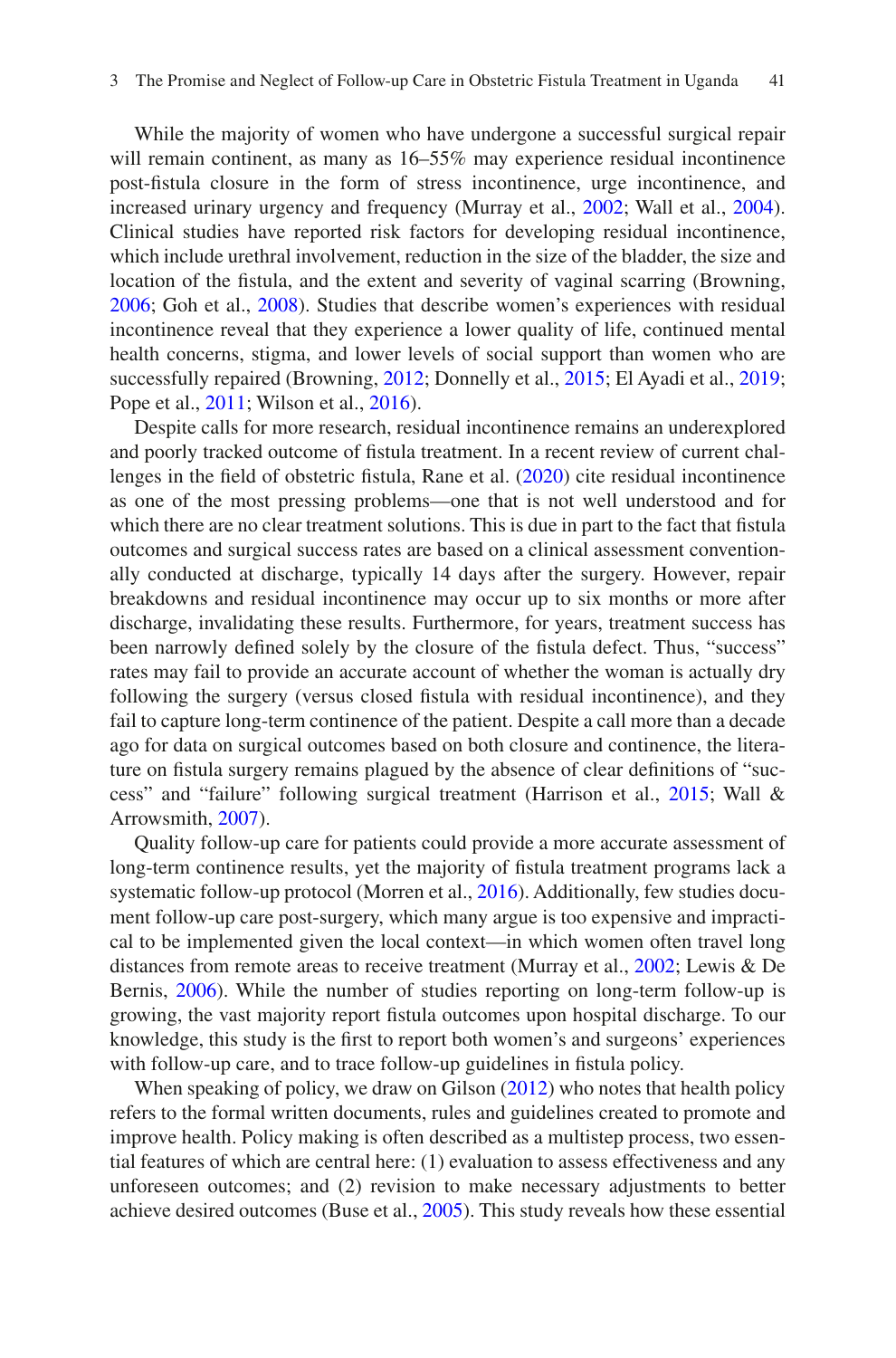While the majority of women who have undergone a successful surgical repair will remain continent, as many as 16–55% may experience residual incontinence post-fistula closure in the form of stress incontinence, urge incontinence, and increased urinary urgency and frequency (Murray et al., 2002; Wall et al., 2004). Clinical studies have reported risk factors for developing residual incontinence, which include urethral involvement, reduction in the size of the bladder, the size and location of the fistula, and the extent and severity of vaginal scarring (Browning, 2006; Goh et al., 2008). Studies that describe women's experiences with residual incontinence reveal that they experience a lower quality of life, continued mental health concerns, stigma, and lower levels of social support than women who are successfully repaired (Browning, 2012; Donnelly et al., 2015; El Ayadi et al., 2019; Pope et al., 2011; Wilson et al., 2016).

Despite calls for more research, residual incontinence remains an underexplored and poorly tracked outcome of fistula treatment. In a recent review of current challenges in the field of obstetric fistula, Rane et al. (2020) cite residual incontinence as one of the most pressing problems—one that is not well understood and for which there are no clear treatment solutions. This is due in part to the fact that fistula outcomes and surgical success rates are based on a clinical assessment conventionally conducted at discharge, typically 14 days after the surgery. However, repair breakdowns and residual incontinence may occur up to six months or more after discharge, invalidating these results. Furthermore, for years, treatment success has been narrowly defined solely by the closure of the fistula defect. Thus, "success" rates may fail to provide an accurate account of whether the woman is actually dry following the surgery (versus closed fistula with residual incontinence), and they fail to capture long-term continence of the patient. Despite a call more than a decade ago for data on surgical outcomes based on both closure and continence, the literature on fistula surgery remains plagued by the absence of clear definitions of "success" and "failure" following surgical treatment (Harrison et al., 2015; Wall & Arrowsmith, 2007).

Quality follow-up care for patients could provide a more accurate assessment of long-term continence results, yet the majority of fistula treatment programs lack a systematic follow-up protocol (Morren et al., 2016). Additionally, few studies document follow-up care post-surgery, which many argue is too expensive and impractical to be implemented given the local context—in which women often travel long distances from remote areas to receive treatment (Murray et al., 2002; Lewis & De Bernis, 2006). While the number of studies reporting on long-term follow-up is growing, the vast majority report fistula outcomes upon hospital discharge. To our knowledge, this study is the first to report both women's and surgeons' experiences with follow-up care, and to trace follow-up guidelines in fistula policy.

When speaking of policy, we draw on Gilson (2012) who notes that health policy refers to the formal written documents, rules and guidelines created to promote and improve health. Policy making is often described as a multistep process, two essential features of which are central here: (1) evaluation to assess effectiveness and any unforeseen outcomes; and (2) revision to make necessary adjustments to better achieve desired outcomes (Buse et al., 2005). This study reveals how these essential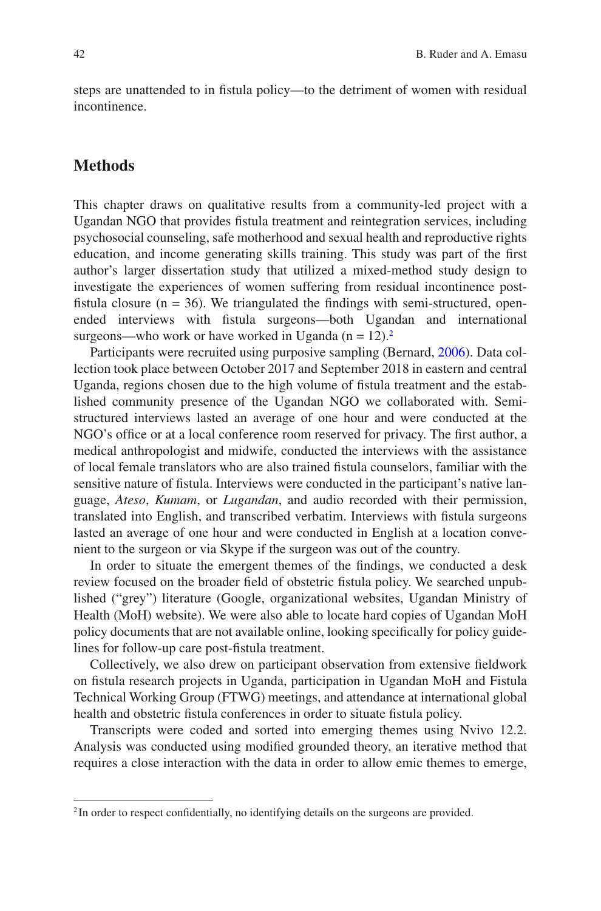steps are unattended to in fistula policy—to the detriment of women with residual incontinence.

## Methods

This chapter draws on qualitative results from a community-led project with a Ugandan NGO that provides fistula treatment and reintegration services, including psychosocial counseling, safe motherhood and sexual health and reproductive rights education, and income generating skills training. This study was part of the first author's larger dissertation study that utilized a mixed-method study design to investigate the experiences of women suffering from residual incontinence post-fistula closure (n = 36). We triangulated the findings with semi-structured, open-ended interviews with fistula surgeons—both Ugandan and international surgeons—who work or have worked in Uganda (n = 12).[2]

Participants were recruited using purposive sampling (Bernard, 2006). Data collection took place between October 2017 and September 2018 in eastern and central Uganda, regions chosen due to the high volume of fistula treatment and the established community presence of the Ugandan NGO we collaborated with. Semi-structured interviews lasted an average of one hour and were conducted at the NGO's office or at a local conference room reserved for privacy. The first author, a medical anthropologist and midwife, conducted the interviews with the assistance of local female translators who are also trained fistula counselors, familiar with the sensitive nature of fistula. Interviews were conducted in the participant's native language, *Ateso*, *Kumam*, or *Lugandan*, and audio recorded with their permission, translated into English, and transcribed verbatim. Interviews with fistula surgeons lasted an average of one hour and were conducted in English at a location convenient to the surgeon or via Skype if the surgeon was out of the country.

In order to situate the emergent themes of the findings, we conducted a desk review focused on the broader field of obstetric fistula policy. We searched unpublished ("grey") literature (Google, organizational websites, Ugandan Ministry of Health (MoH) website). We were also able to locate hard copies of Ugandan MoH policy documents that are not available online, looking specifically for policy guidelines for follow-up care post-fistula treatment.

Collectively, we also drew on participant observation from extensive fieldwork on fistula research projects in Uganda, participation in Ugandan MoH and Fistula Technical Working Group (FTWG) meetings, and attendance at international global health and obstetric fistula conferences in order to situate fistula policy.

Transcripts were coded and sorted into emerging themes using Nvivo 12.2. Analysis was conducted using modified grounded theory, an iterative method that requires a close interaction with the data in order to allow emic themes to emerge,

[2] In order to respect confidentially, no identifying details on the surgeons are provided.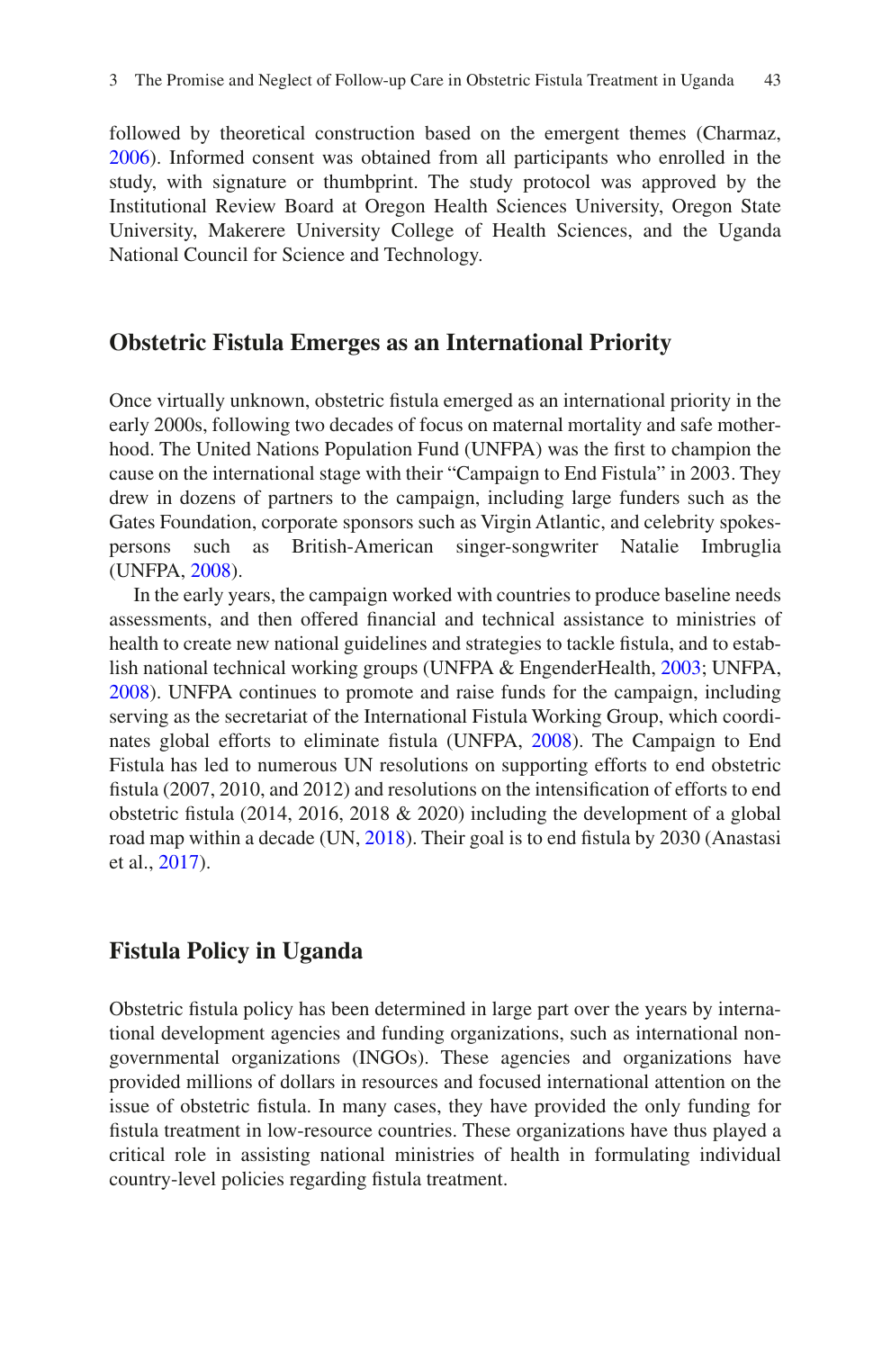followed by theoretical construction based on the emergent themes (Charmaz, 2006). Informed consent was obtained from all participants who enrolled in the study, with signature or thumbprint. The study protocol was approved by the Institutional Review Board at Oregon Health Sciences University, Oregon State University, Makerere University College of Health Sciences, and the Uganda National Council for Science and Technology.

## Obstetric Fistula Emerges as an International Priority

Once virtually unknown, obstetric fistula emerged as an international priority in the early 2000s, following two decades of focus on maternal mortality and safe motherhood. The United Nations Population Fund (UNFPA) was the first to champion the cause on the international stage with their "Campaign to End Fistula" in 2003. They drew in dozens of partners to the campaign, including large funders such as the Gates Foundation, corporate sponsors such as Virgin Atlantic, and celebrity spokespersons such as British-American singer-songwriter Natalie Imbruglia (UNFPA, 2008).

In the early years, the campaign worked with countries to produce baseline needs assessments, and then offered financial and technical assistance to ministries of health to create new national guidelines and strategies to tackle fistula, and to establish national technical working groups (UNFPA & EngenderHealth, 2003; UNFPA, 2008). UNFPA continues to promote and raise funds for the campaign, including serving as the secretariat of the International Fistula Working Group, which coordinates global efforts to eliminate fistula (UNFPA, 2008). The Campaign to End Fistula has led to numerous UN resolutions on supporting efforts to end obstetric fistula (2007, 2010, and 2012) and resolutions on the intensification of efforts to end obstetric fistula (2014, 2016, 2018 & 2020) including the development of a global road map within a decade (UN, 2018). Their goal is to end fistula by 2030 (Anastasi et al., 2017).

## Fistula Policy in Uganda

Obstetric fistula policy has been determined in large part over the years by international development agencies and funding organizations, such as international nongovernmental organizations (INGOs). These agencies and organizations have provided millions of dollars in resources and focused international attention on the issue of obstetric fistula. In many cases, they have provided the only funding for fistula treatment in low-resource countries. These organizations have thus played a critical role in assisting national ministries of health in formulating individual country-level policies regarding fistula treatment.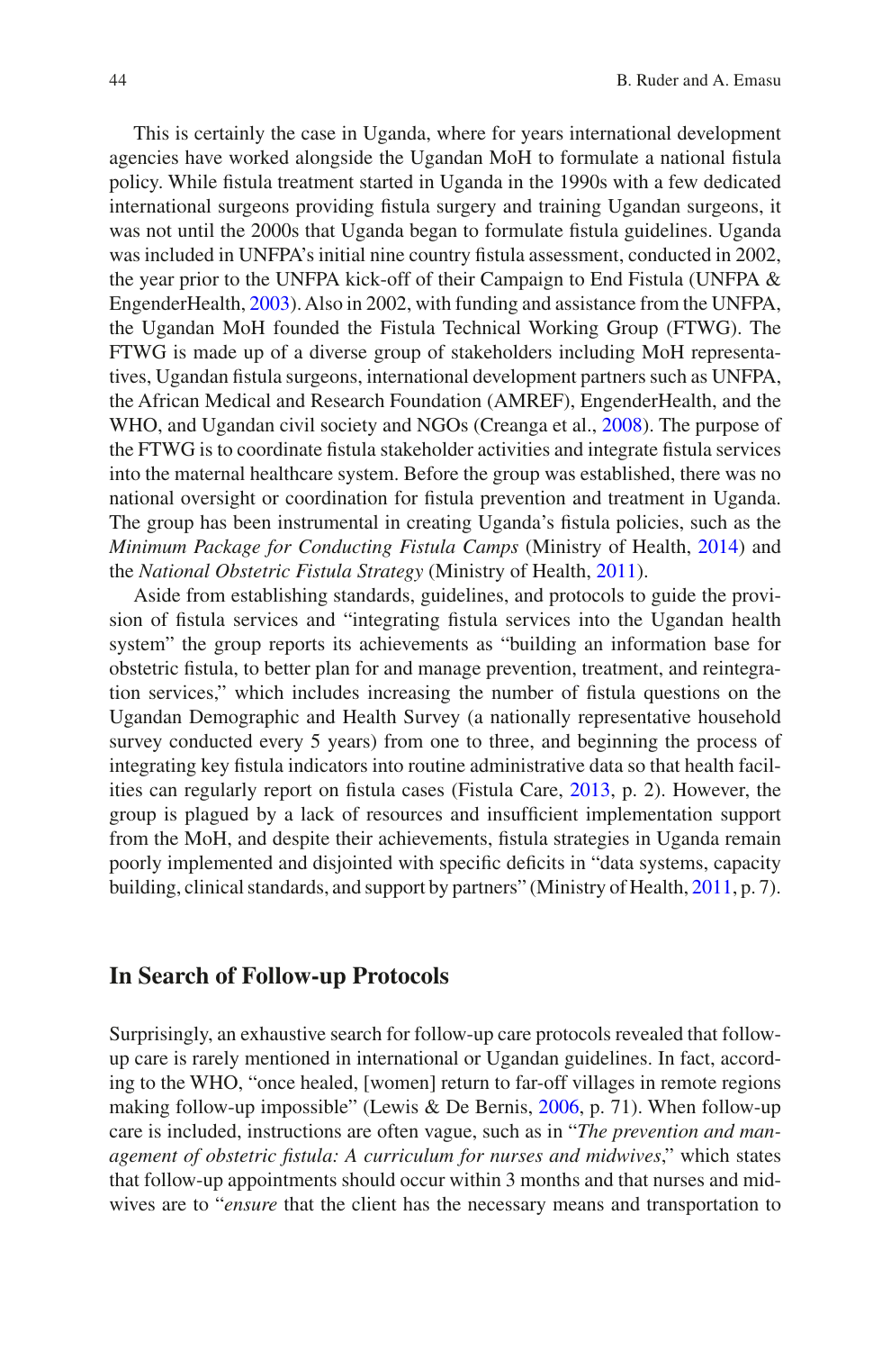This is certainly the case in Uganda, where for years international development agencies have worked alongside the Ugandan MoH to formulate a national fistula policy. While fistula treatment started in Uganda in the 1990s with a few dedicated international surgeons providing fistula surgery and training Ugandan surgeons, it was not until the 2000s that Uganda began to formulate fistula guidelines. Uganda was included in UNFPA's initial nine country fistula assessment, conducted in 2002, the year prior to the UNFPA kick-off of their Campaign to End Fistula (UNFPA & EngenderHealth, 2003). Also in 2002, with funding and assistance from the UNFPA, the Ugandan MoH founded the Fistula Technical Working Group (FTWG). The FTWG is made up of a diverse group of stakeholders including MoH representatives, Ugandan fistula surgeons, international development partners such as UNFPA, the African Medical and Research Foundation (AMREF), EngenderHealth, and the WHO, and Ugandan civil society and NGOs (Creanga et al., 2008). The purpose of the FTWG is to coordinate fistula stakeholder activities and integrate fistula services into the maternal healthcare system. Before the group was established, there was no national oversight or coordination for fistula prevention and treatment in Uganda. The group has been instrumental in creating Uganda's fistula policies, such as the *Minimum Package for Conducting Fistula Camps* (Ministry of Health, 2014) and the *National Obstetric Fistula Strategy* (Ministry of Health, 2011).

Aside from establishing standards, guidelines, and protocols to guide the provision of fistula services and "integrating fistula services into the Ugandan health system" the group reports its achievements as "building an information base for obstetric fistula, to better plan for and manage prevention, treatment, and reintegration services," which includes increasing the number of fistula questions on the Ugandan Demographic and Health Survey (a nationally representative household survey conducted every 5 years) from one to three, and beginning the process of integrating key fistula indicators into routine administrative data so that health facilities can regularly report on fistula cases (Fistula Care, 2013, p. 2). However, the group is plagued by a lack of resources and insufficient implementation support from the MoH, and despite their achievements, fistula strategies in Uganda remain poorly implemented and disjointed with specific deficits in "data systems, capacity building, clinical standards, and support by partners" (Ministry of Health, 2011, p. 7).

## In Search of Follow-up Protocols

Surprisingly, an exhaustive search for follow-up care protocols revealed that follow-up care is rarely mentioned in international or Ugandan guidelines. In fact, according to the WHO, "once healed, [women] return to far-off villages in remote regions making follow-up impossible" (Lewis & De Bernis, 2006, p. 71). When follow-up care is included, instructions are often vague, such as in "*The prevention and management of obstetric fistula: A curriculum for nurses and midwives*," which states that follow-up appointments should occur within 3 months and that nurses and midwives are to "*ensure* that the client has the necessary means and transportation to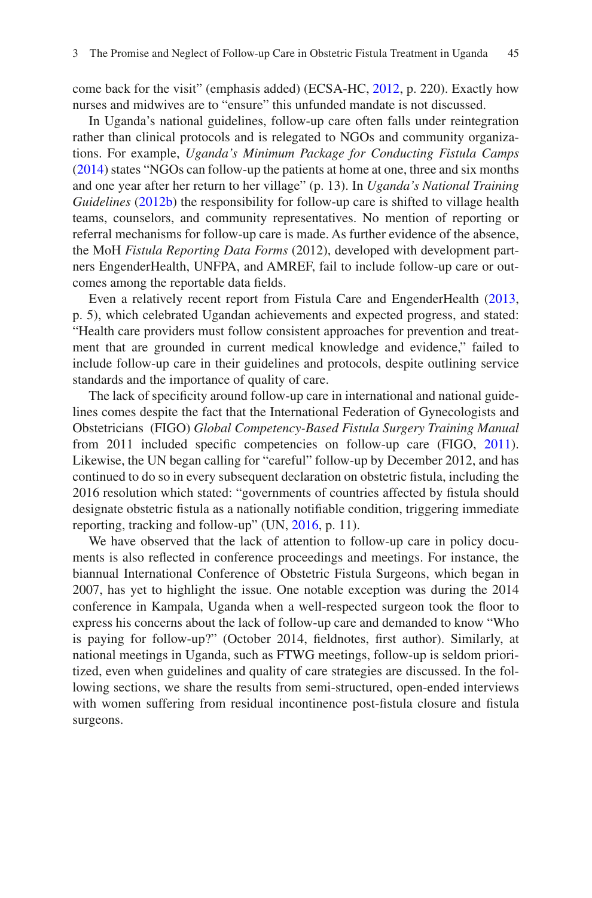come back for the visit" (emphasis added) (ECSA-HC, 2012, p. 220). Exactly how nurses and midwives are to "ensure" this unfunded mandate is not discussed.

In Uganda's national guidelines, follow-up care often falls under reintegration rather than clinical protocols and is relegated to NGOs and community organizations. For example, *Uganda's Minimum Package for Conducting Fistula Camps* (2014) states "NGOs can follow-up the patients at home at one, three and six months and one year after her return to her village" (p. 13). In *Uganda's National Training Guidelines* (2012b) the responsibility for follow-up care is shifted to village health teams, counselors, and community representatives. No mention of reporting or referral mechanisms for follow-up care is made. As further evidence of the absence, the MoH *Fistula Reporting Data Forms* (2012), developed with development partners EngenderHealth, UNFPA, and AMREF, fail to include follow-up care or outcomes among the reportable data fields.

Even a relatively recent report from Fistula Care and EngenderHealth (2013, p. 5), which celebrated Ugandan achievements and expected progress, and stated: "Health care providers must follow consistent approaches for prevention and treatment that are grounded in current medical knowledge and evidence," failed to include follow-up care in their guidelines and protocols, despite outlining service standards and the importance of quality of care.

The lack of specificity around follow-up care in international and national guidelines comes despite the fact that the International Federation of Gynecologists and Obstetricians (FIGO) *Global Competency-Based Fistula Surgery Training Manual* from 2011 included specific competencies on follow-up care (FIGO, 2011). Likewise, the UN began calling for "careful" follow-up by December 2012, and has continued to do so in every subsequent declaration on obstetric fistula, including the 2016 resolution which stated: "governments of countries affected by fistula should designate obstetric fistula as a nationally notifiable condition, triggering immediate reporting, tracking and follow-up" (UN, 2016, p. 11).

We have observed that the lack of attention to follow-up care in policy documents is also reflected in conference proceedings and meetings. For instance, the biannual International Conference of Obstetric Fistula Surgeons, which began in 2007, has yet to highlight the issue. One notable exception was during the 2014 conference in Kampala, Uganda when a well-respected surgeon took the floor to express his concerns about the lack of follow-up care and demanded to know "Who is paying for follow-up?" (October 2014, fieldnotes, first author). Similarly, at national meetings in Uganda, such as FTWG meetings, follow-up is seldom prioritized, even when guidelines and quality of care strategies are discussed. In the following sections, we share the results from semi-structured, open-ended interviews with women suffering from residual incontinence post-fistula closure and fistula surgeons.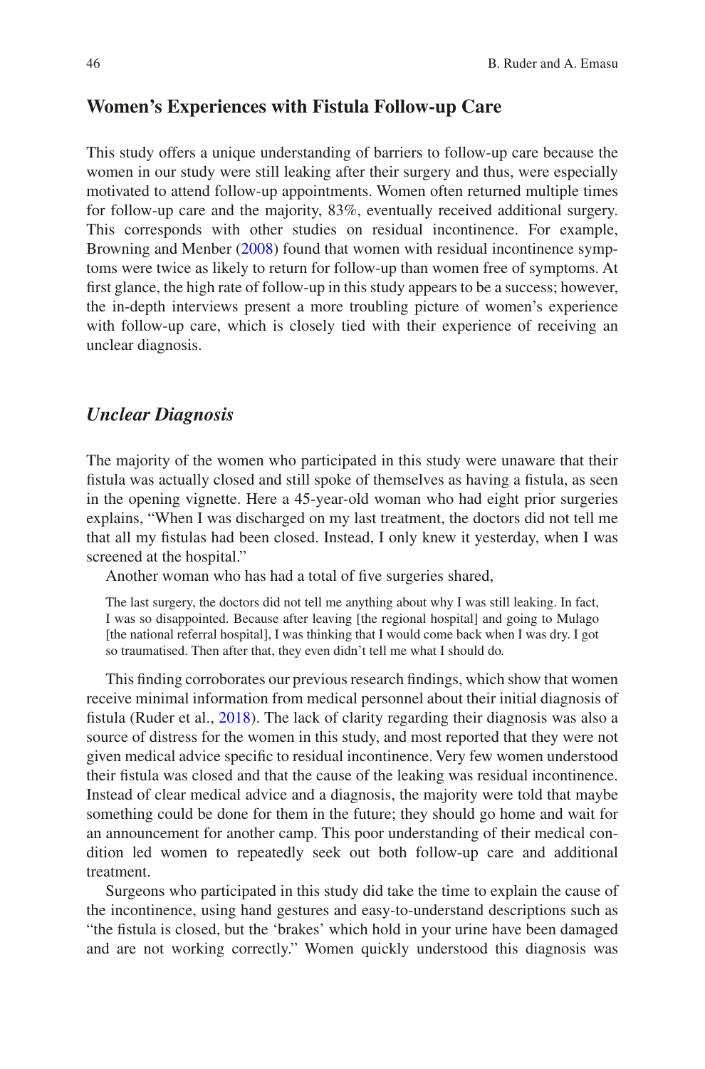## Women's Experiences with Fistula Follow-up Care

This study offers a unique understanding of barriers to follow-up care because the women in our study were still leaking after their surgery and thus, were especially motivated to attend follow-up appointments. Women often returned multiple times for follow-up care and the majority, 83%, eventually received additional surgery. This corresponds with other studies on residual incontinence. For example, Browning and Menber (2008) found that women with residual incontinence symptoms were twice as likely to return for follow-up than women free of symptoms. At first glance, the high rate of follow-up in this study appears to be a success; however, the in-depth interviews present a more troubling picture of women's experience with follow-up care, which is closely tied with their experience of receiving an unclear diagnosis.

### *Unclear Diagnosis*

The majority of the women who participated in this study were unaware that their fistula was actually closed and still spoke of themselves as having a fistula, as seen in the opening vignette. Here a 45-year-old woman who had eight prior surgeries explains, "When I was discharged on my last treatment, the doctors did not tell me that all my fistulas had been closed. Instead, I only knew it yesterday, when I was screened at the hospital."

Another woman who has had a total of five surgeries shared,

> The last surgery, the doctors did not tell me anything about why I was still leaking. In fact, I was so disappointed. Because after leaving [the regional hospital] and going to Mulago [the national referral hospital], I was thinking that I would come back when I was dry. I got so traumatised. Then after that, they even didn't tell me what I should do.

This finding corroborates our previous research findings, which show that women receive minimal information from medical personnel about their initial diagnosis of fistula (Ruder et al., 2018). The lack of clarity regarding their diagnosis was also a source of distress for the women in this study, and most reported that they were not given medical advice specific to residual incontinence. Very few women understood their fistula was closed and that the cause of the leaking was residual incontinence. Instead of clear medical advice and a diagnosis, the majority were told that maybe something could be done for them in the future; they should go home and wait for an announcement for another camp. This poor understanding of their medical condition led women to repeatedly seek out both follow-up care and additional treatment.

Surgeons who participated in this study did take the time to explain the cause of the incontinence, using hand gestures and easy-to-understand descriptions such as "the fistula is closed, but the 'brakes' which hold in your urine have been damaged and are not working correctly." Women quickly understood this diagnosis was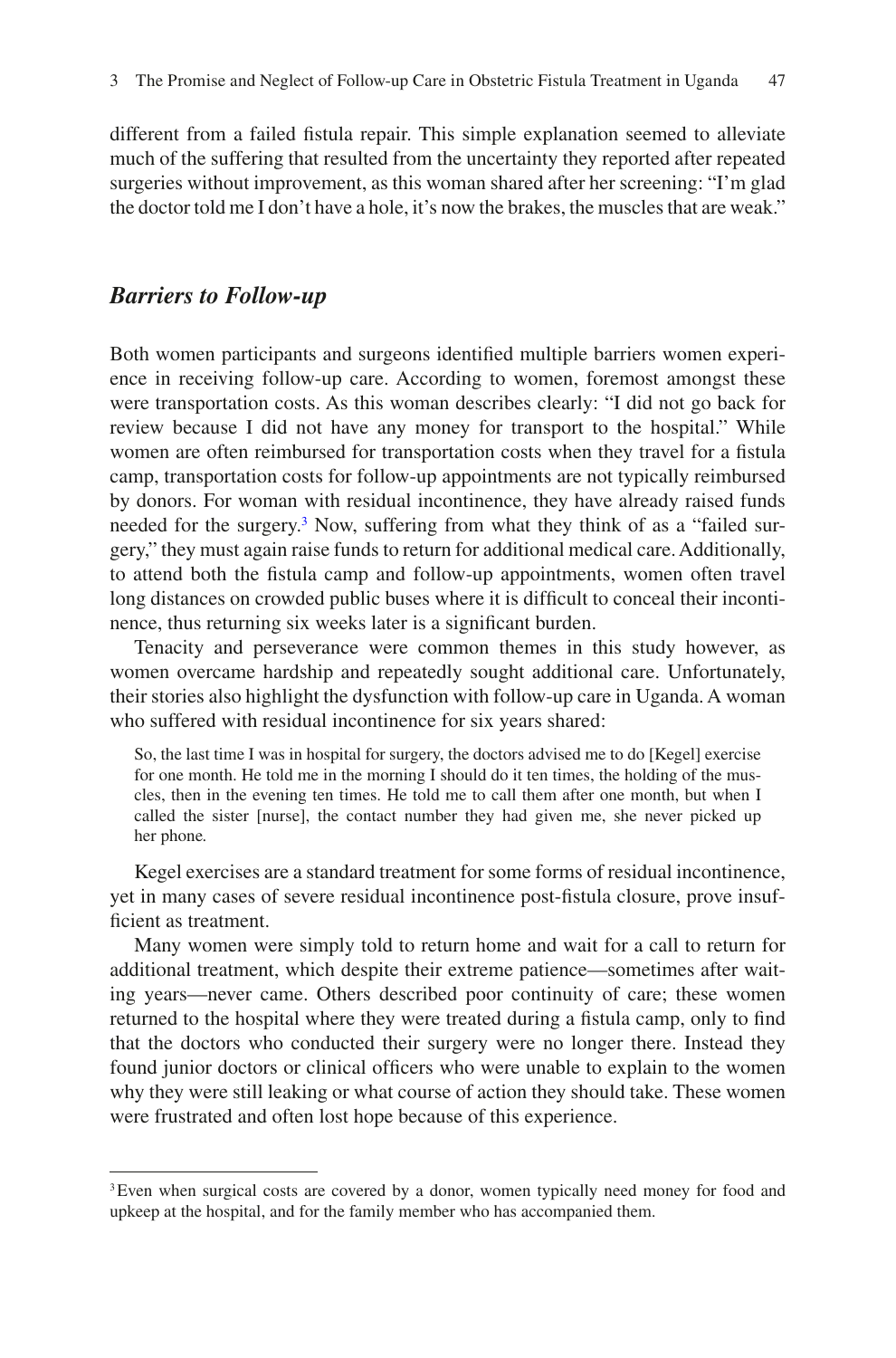different from a failed fistula repair. This simple explanation seemed to alleviate much of the suffering that resulted from the uncertainty they reported after repeated surgeries without improvement, as this woman shared after her screening: "I'm glad the doctor told me I don't have a hole, it's now the brakes, the muscles that are weak."

### *Barriers to Follow-up*

Both women participants and surgeons identified multiple barriers women experience in receiving follow-up care. According to women, foremost amongst these were transportation costs. As this woman describes clearly: "I did not go back for review because I did not have any money for transport to the hospital." While women are often reimbursed for transportation costs when they travel for a fistula camp, transportation costs for follow-up appointments are not typically reimbursed by donors. For woman with residual incontinence, they have already raised funds needed for the surgery.[3] Now, suffering from what they think of as a "failed surgery," they must again raise funds to return for additional medical care. Additionally, to attend both the fistula camp and follow-up appointments, women often travel long distances on crowded public buses where it is difficult to conceal their incontinence, thus returning six weeks later is a significant burden.

Tenacity and perseverance were common themes in this study however, as women overcame hardship and repeatedly sought additional care. Unfortunately, their stories also highlight the dysfunction with follow-up care in Uganda. A woman who suffered with residual incontinence for six years shared:

> So, the last time I was in hospital for surgery, the doctors advised me to do [Kegel] exercise for one month. He told me in the morning I should do it ten times, the holding of the muscles, then in the evening ten times. He told me to call them after one month, but when I called the sister [nurse], the contact number they had given me, she never picked up her phone.

Kegel exercises are a standard treatment for some forms of residual incontinence, yet in many cases of severe residual incontinence post-fistula closure, prove insufficient as treatment.

Many women were simply told to return home and wait for a call to return for additional treatment, which despite their extreme patience—sometimes after waiting years—never came. Others described poor continuity of care; these women returned to the hospital where they were treated during a fistula camp, only to find that the doctors who conducted their surgery were no longer there. Instead they found junior doctors or clinical officers who were unable to explain to the women why they were still leaking or what course of action they should take. These women were frustrated and often lost hope because of this experience.

---

[3] Even when surgical costs are covered by a donor, women typically need money for food and upkeep at the hospital, and for the family member who has accompanied them.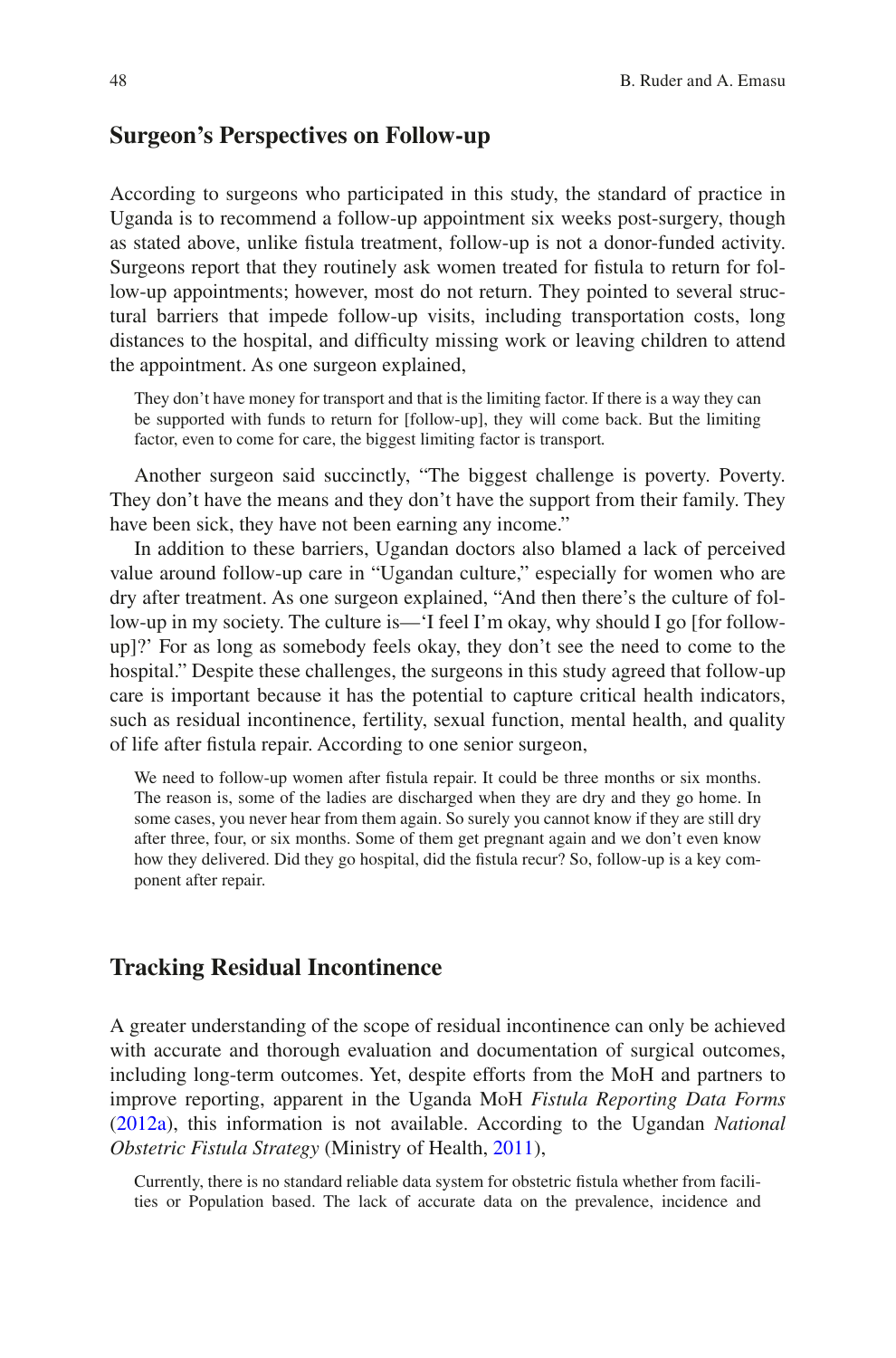## Surgeon's Perspectives on Follow-up

According to surgeons who participated in this study, the standard of practice in Uganda is to recommend a follow-up appointment six weeks post-surgery, though as stated above, unlike fistula treatment, follow-up is not a donor-funded activity. Surgeons report that they routinely ask women treated for fistula to return for follow-up appointments; however, most do not return. They pointed to several structural barriers that impede follow-up visits, including transportation costs, long distances to the hospital, and difficulty missing work or leaving children to attend the appointment. As one surgeon explained,

> They don't have money for transport and that is the limiting factor. If there is a way they can be supported with funds to return for [follow-up], they will come back. But the limiting factor, even to come for care, the biggest limiting factor is transport.

Another surgeon said succinctly, "The biggest challenge is poverty. Poverty. They don't have the means and they don't have the support from their family. They have been sick, they have not been earning any income."

In addition to these barriers, Ugandan doctors also blamed a lack of perceived value around follow-up care in "Ugandan culture," especially for women who are dry after treatment. As one surgeon explained, "And then there's the culture of follow-up in my society. The culture is—'I feel I'm okay, why should I go [for follow-up]?' For as long as somebody feels okay, they don't see the need to come to the hospital." Despite these challenges, the surgeons in this study agreed that follow-up care is important because it has the potential to capture critical health indicators, such as residual incontinence, fertility, sexual function, mental health, and quality of life after fistula repair. According to one senior surgeon,

> We need to follow-up women after fistula repair. It could be three months or six months. The reason is, some of the ladies are discharged when they are dry and they go home. In some cases, you never hear from them again. So surely you cannot know if they are still dry after three, four, or six months. Some of them get pregnant again and we don't even know how they delivered. Did they go hospital, did the fistula recur? So, follow-up is a key component after repair.

## Tracking Residual Incontinence

A greater understanding of the scope of residual incontinence can only be achieved with accurate and thorough evaluation and documentation of surgical outcomes, including long-term outcomes. Yet, despite efforts from the MoH and partners to improve reporting, apparent in the Uganda MoH *Fistula Reporting Data Forms* (2012a), this information is not available. According to the Ugandan *National Obstetric Fistula Strategy* (Ministry of Health, 2011),

> Currently, there is no standard reliable data system for obstetric fistula whether from facilities or Population based. The lack of accurate data on the prevalence, incidence and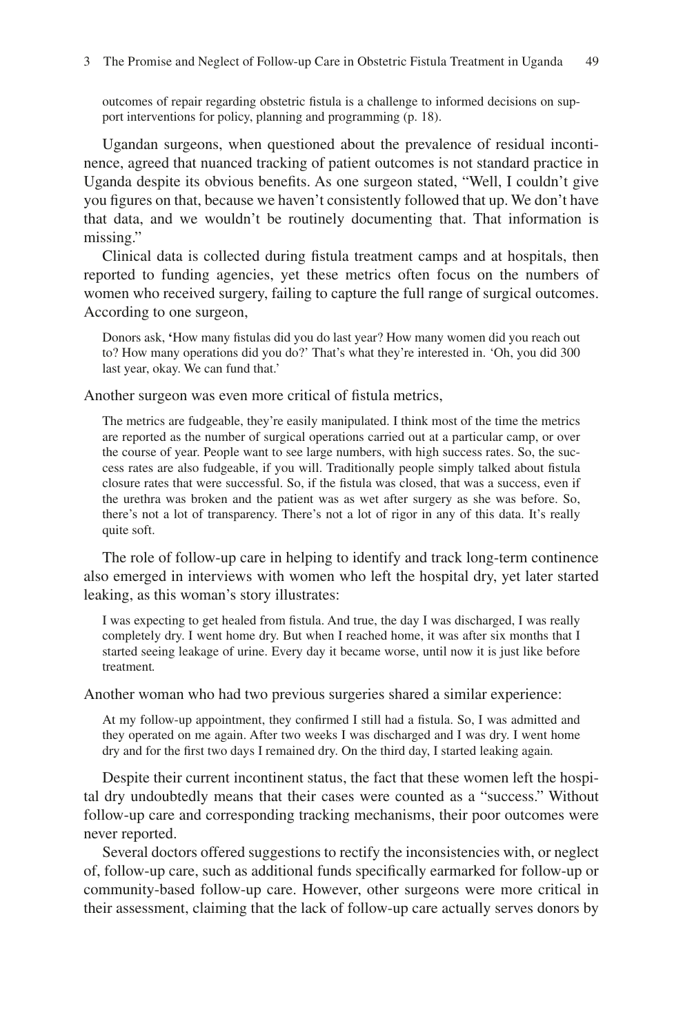outcomes of repair regarding obstetric fistula is a challenge to informed decisions on support interventions for policy, planning and programming (p. 18).

Ugandan surgeons, when questioned about the prevalence of residual incontinence, agreed that nuanced tracking of patient outcomes is not standard practice in Uganda despite its obvious benefits. As one surgeon stated, "Well, I couldn't give you figures on that, because we haven't consistently followed that up. We don't have that data, and we wouldn't be routinely documenting that. That information is missing."

Clinical data is collected during fistula treatment camps and at hospitals, then reported to funding agencies, yet these metrics often focus on the numbers of women who received surgery, failing to capture the full range of surgical outcomes. According to one surgeon,

> Donors ask, 'How many fistulas did you do last year? How many women did you reach out to? How many operations did you do?' That's what they're interested in. 'Oh, you did 300 last year, okay. We can fund that.'

Another surgeon was even more critical of fistula metrics,

> The metrics are fudgeable, they're easily manipulated. I think most of the time the metrics are reported as the number of surgical operations carried out at a particular camp, or over the course of year. People want to see large numbers, with high success rates. So, the success rates are also fudgeable, if you will. Traditionally people simply talked about fistula closure rates that were successful. So, if the fistula was closed, that was a success, even if the urethra was broken and the patient was as wet after surgery as she was before. So, there's not a lot of transparency. There's not a lot of rigor in any of this data. It's really quite soft.

The role of follow-up care in helping to identify and track long-term continence also emerged in interviews with women who left the hospital dry, yet later started leaking, as this woman's story illustrates:

> I was expecting to get healed from fistula. And true, the day I was discharged, I was really completely dry. I went home dry. But when I reached home, it was after six months that I started seeing leakage of urine. Every day it became worse, until now it is just like before treatment.

Another woman who had two previous surgeries shared a similar experience:

> At my follow-up appointment, they confirmed I still had a fistula. So, I was admitted and they operated on me again. After two weeks I was discharged and I was dry. I went home dry and for the first two days I remained dry. On the third day, I started leaking again.

Despite their current incontinent status, the fact that these women left the hospital dry undoubtedly means that their cases were counted as a "success." Without follow-up care and corresponding tracking mechanisms, their poor outcomes were never reported.

Several doctors offered suggestions to rectify the inconsistencies with, or neglect of, follow-up care, such as additional funds specifically earmarked for follow-up or community-based follow-up care. However, other surgeons were more critical in their assessment, claiming that the lack of follow-up care actually serves donors by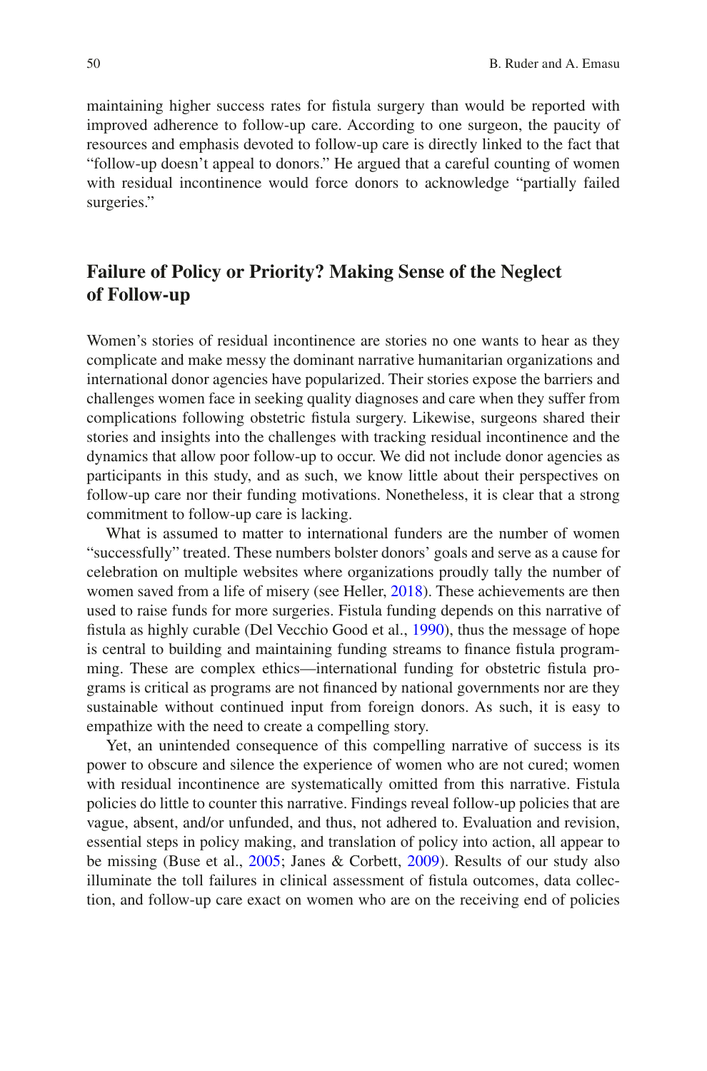maintaining higher success rates for fistula surgery than would be reported with improved adherence to follow-up care. According to one surgeon, the paucity of resources and emphasis devoted to follow-up care is directly linked to the fact that "follow-up doesn't appeal to donors." He argued that a careful counting of women with residual incontinence would force donors to acknowledge "partially failed surgeries."

## Failure of Policy or Priority? Making Sense of the Neglect of Follow-up

Women's stories of residual incontinence are stories no one wants to hear as they complicate and make messy the dominant narrative humanitarian organizations and international donor agencies have popularized. Their stories expose the barriers and challenges women face in seeking quality diagnoses and care when they suffer from complications following obstetric fistula surgery. Likewise, surgeons shared their stories and insights into the challenges with tracking residual incontinence and the dynamics that allow poor follow-up to occur. We did not include donor agencies as participants in this study, and as such, we know little about their perspectives on follow-up care nor their funding motivations. Nonetheless, it is clear that a strong commitment to follow-up care is lacking.

What is assumed to matter to international funders are the number of women "successfully" treated. These numbers bolster donors' goals and serve as a cause for celebration on multiple websites where organizations proudly tally the number of women saved from a life of misery (see Heller, 2018). These achievements are then used to raise funds for more surgeries. Fistula funding depends on this narrative of fistula as highly curable (Del Vecchio Good et al., 1990), thus the message of hope is central to building and maintaining funding streams to finance fistula programming. These are complex ethics—international funding for obstetric fistula programs is critical as programs are not financed by national governments nor are they sustainable without continued input from foreign donors. As such, it is easy to empathize with the need to create a compelling story.

Yet, an unintended consequence of this compelling narrative of success is its power to obscure and silence the experience of women who are not cured; women with residual incontinence are systematically omitted from this narrative. Fistula policies do little to counter this narrative. Findings reveal follow-up policies that are vague, absent, and/or unfunded, and thus, not adhered to. Evaluation and revision, essential steps in policy making, and translation of policy into action, all appear to be missing (Buse et al., 2005; Janes & Corbett, 2009). Results of our study also illuminate the toll failures in clinical assessment of fistula outcomes, data collection, and follow-up care exact on women who are on the receiving end of policies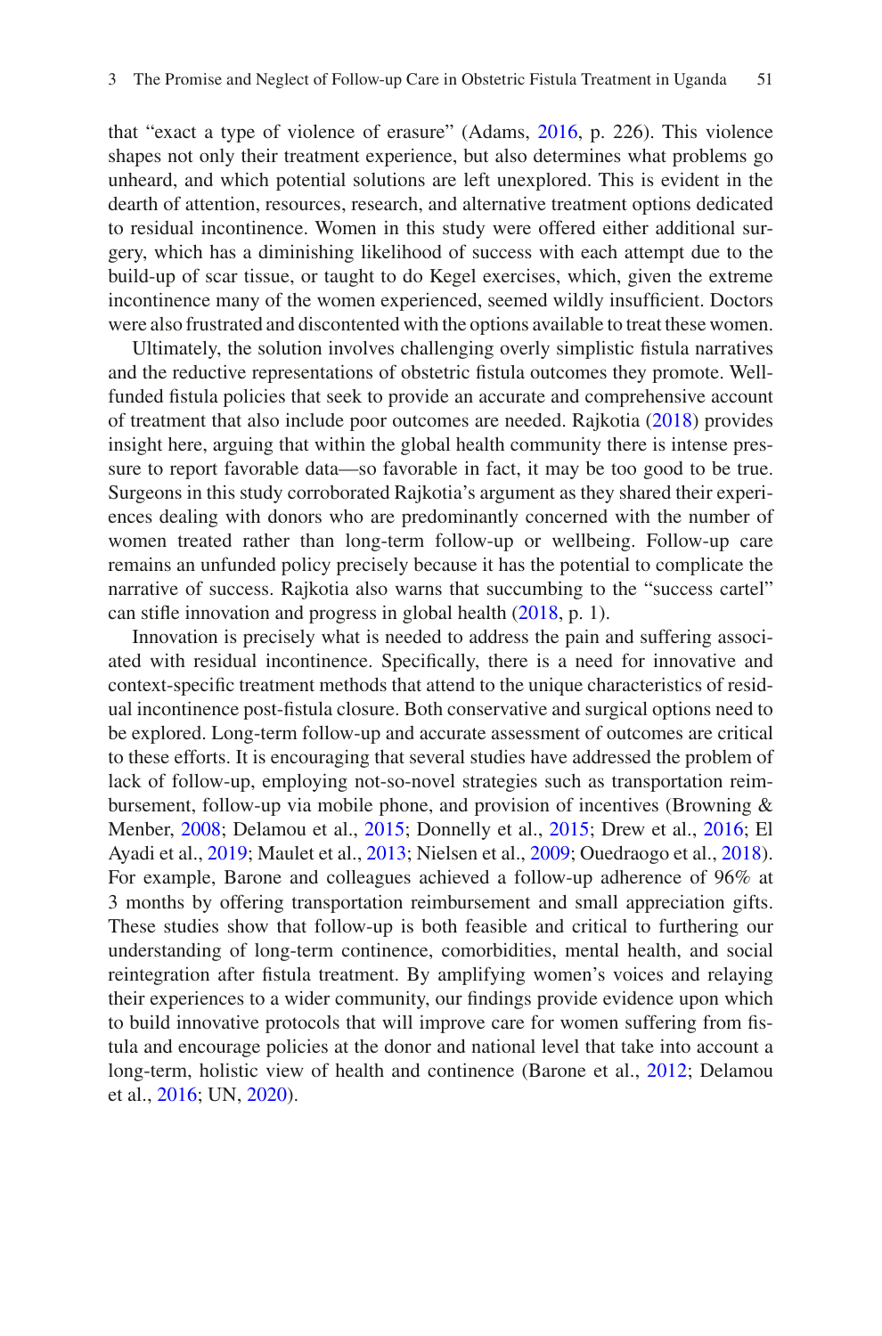that "exact a type of violence of erasure" (Adams, 2016, p. 226). This violence shapes not only their treatment experience, but also determines what problems go unheard, and which potential solutions are left unexplored. This is evident in the dearth of attention, resources, research, and alternative treatment options dedicated to residual incontinence. Women in this study were offered either additional surgery, which has a diminishing likelihood of success with each attempt due to the build-up of scar tissue, or taught to do Kegel exercises, which, given the extreme incontinence many of the women experienced, seemed wildly insufficient. Doctors were also frustrated and discontented with the options available to treat these women.

Ultimately, the solution involves challenging overly simplistic fistula narratives and the reductive representations of obstetric fistula outcomes they promote. Well-funded fistula policies that seek to provide an accurate and comprehensive account of treatment that also include poor outcomes are needed. Rajkotia (2018) provides insight here, arguing that within the global health community there is intense pressure to report favorable data—so favorable in fact, it may be too good to be true. Surgeons in this study corroborated Rajkotia's argument as they shared their experiences dealing with donors who are predominantly concerned with the number of women treated rather than long-term follow-up or wellbeing. Follow-up care remains an unfunded policy precisely because it has the potential to complicate the narrative of success. Rajkotia also warns that succumbing to the "success cartel" can stifle innovation and progress in global health (2018, p. 1).

Innovation is precisely what is needed to address the pain and suffering associated with residual incontinence. Specifically, there is a need for innovative and context-specific treatment methods that attend to the unique characteristics of residual incontinence post-fistula closure. Both conservative and surgical options need to be explored. Long-term follow-up and accurate assessment of outcomes are critical to these efforts. It is encouraging that several studies have addressed the problem of lack of follow-up, employing not-so-novel strategies such as transportation reimbursement, follow-up via mobile phone, and provision of incentives (Browning & Menber, 2008; Delamou et al., 2015; Donnelly et al., 2015; Drew et al., 2016; El Ayadi et al., 2019; Maulet et al., 2013; Nielsen et al., 2009; Ouedraogo et al., 2018). For example, Barone and colleagues achieved a follow-up adherence of 96% at 3 months by offering transportation reimbursement and small appreciation gifts. These studies show that follow-up is both feasible and critical to furthering our understanding of long-term continence, comorbidities, mental health, and social reintegration after fistula treatment. By amplifying women's voices and relaying their experiences to a wider community, our findings provide evidence upon which to build innovative protocols that will improve care for women suffering from fistula and encourage policies at the donor and national level that take into account a long-term, holistic view of health and continence (Barone et al., 2012; Delamou et al., 2016; UN, 2020).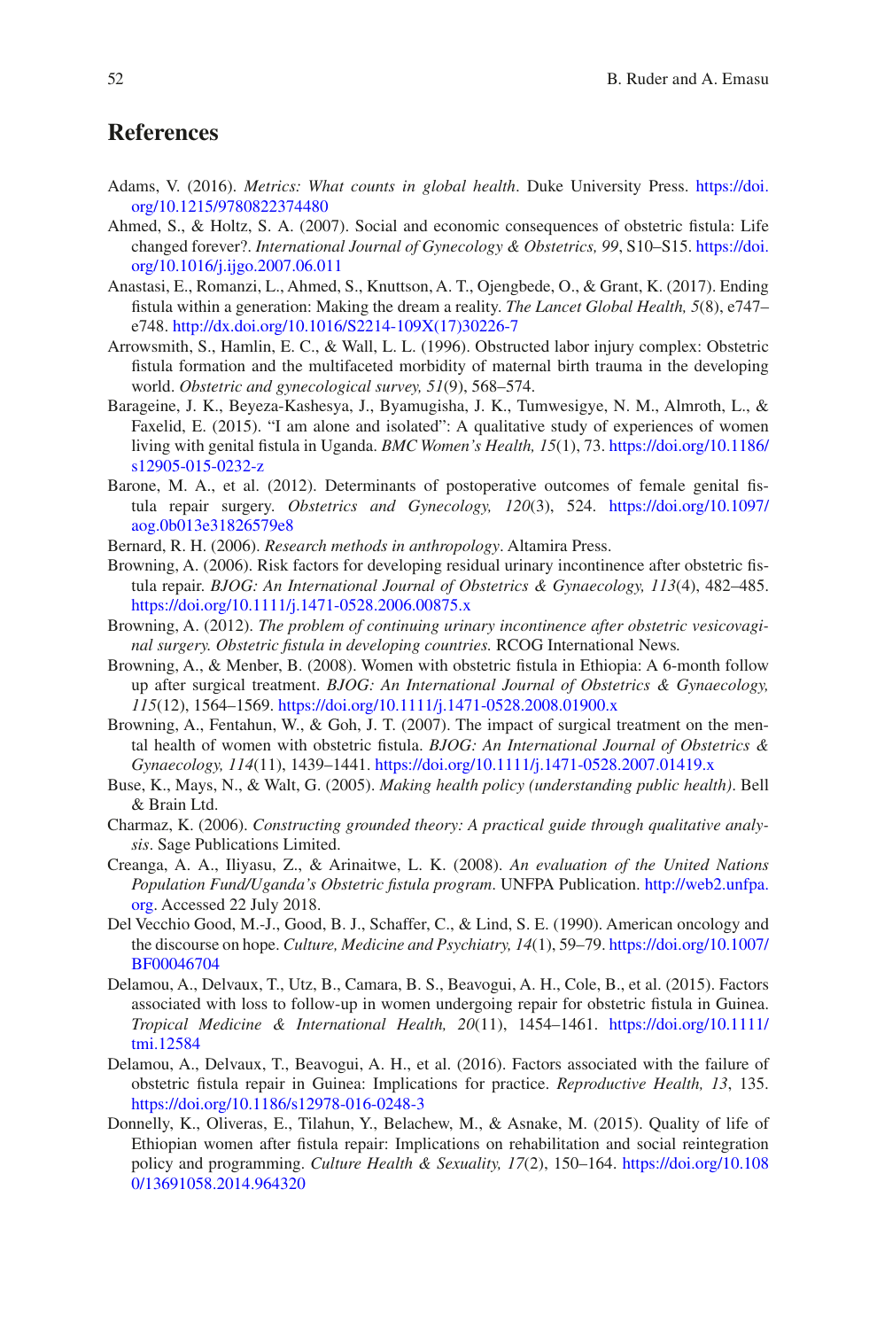## References

Adams, V. (2016). *Metrics: What counts in global health*. Duke University Press. https://doi.org/10.1215/9780822374480

Ahmed, S., & Holtz, S. A. (2007). Social and economic consequences of obstetric fistula: Life changed forever?. *International Journal of Gynecology & Obstetrics, 99*, S10–S15. https://doi.org/10.1016/j.ijgo.2007.06.011

Anastasi, E., Romanzi, L., Ahmed, S., Knuttson, A. T., Ojengbede, O., & Grant, K. (2017). Ending fistula within a generation: Making the dream a reality. *The Lancet Global Health, 5*(8), e747–e748. http://dx.doi.org/10.1016/S2214-109X(17)30226-7

Arrowsmith, S., Hamlin, E. C., & Wall, L. L. (1996). Obstructed labor injury complex: Obstetric fistula formation and the multifaceted morbidity of maternal birth trauma in the developing world. *Obstetric and gynecological survey, 51*(9), 568–574.

Barageine, J. K., Beyeza-Kashesya, J., Byamugisha, J. K., Tumwesigye, N. M., Almroth, L., & Faxelid, E. (2015). "I am alone and isolated": A qualitative study of experiences of women living with genital fistula in Uganda. *BMC Women's Health, 15*(1), 73. https://doi.org/10.1186/s12905-015-0232-z

Barone, M. A., et al. (2012). Determinants of postoperative outcomes of female genital fistula repair surgery. *Obstetrics and Gynecology, 120*(3), 524. https://doi.org/10.1097/aog.0b013e31826579e8

Bernard, R. H. (2006). *Research methods in anthropology*. Altamira Press.

Browning, A. (2006). Risk factors for developing residual urinary incontinence after obstetric fistula repair. *BJOG: An International Journal of Obstetrics & Gynaecology, 113*(4), 482–485. https://doi.org/10.1111/j.1471-0528.2006.00875.x

Browning, A. (2012). *The problem of continuing urinary incontinence after obstetric vesicovaginal surgery. Obstetric fistula in developing countries.* RCOG International News.

Browning, A., & Menber, B. (2008). Women with obstetric fistula in Ethiopia: A 6-month follow up after surgical treatment. *BJOG: An International Journal of Obstetrics & Gynaecology, 115*(12), 1564–1569. https://doi.org/10.1111/j.1471-0528.2008.01900.x

Browning, A., Fentahun, W., & Goh, J. T. (2007). The impact of surgical treatment on the mental health of women with obstetric fistula. *BJOG: An International Journal of Obstetrics & Gynaecology, 114*(11), 1439–1441. https://doi.org/10.1111/j.1471-0528.2007.01419.x

Buse, K., Mays, N., & Walt, G. (2005). *Making health policy (understanding public health)*. Bell & Brain Ltd.

Charmaz, K. (2006). *Constructing grounded theory: A practical guide through qualitative analysis*. Sage Publications Limited.

Creanga, A. A., Iliyasu, Z., & Arinaitwe, L. K. (2008). *An evaluation of the United Nations Population Fund/Uganda's Obstetric fistula program*. UNFPA Publication. http://web2.unfpa.org. Accessed 22 July 2018.

Del Vecchio Good, M.-J., Good, B. J., Schaffer, C., & Lind, S. E. (1990). American oncology and the discourse on hope. *Culture, Medicine and Psychiatry, 14*(1), 59–79. https://doi.org/10.1007/BF00046704

Delamou, A., Delvaux, T., Utz, B., Camara, B. S., Beavogui, A. H., Cole, B., et al. (2015). Factors associated with loss to follow-up in women undergoing repair for obstetric fistula in Guinea. *Tropical Medicine & International Health, 20*(11), 1454–1461. https://doi.org/10.1111/tmi.12584

Delamou, A., Delvaux, T., Beavogui, A. H., et al. (2016). Factors associated with the failure of obstetric fistula repair in Guinea: Implications for practice. *Reproductive Health, 13*, 135. https://doi.org/10.1186/s12978-016-0248-3

Donnelly, K., Oliveras, E., Tilahun, Y., Belachew, M., & Asnake, M. (2015). Quality of life of Ethiopian women after fistula repair: Implications on rehabilitation and social reintegration policy and programming. *Culture Health & Sexuality, 17*(2), 150–164. https://doi.org/10.1080/13691058.2014.964320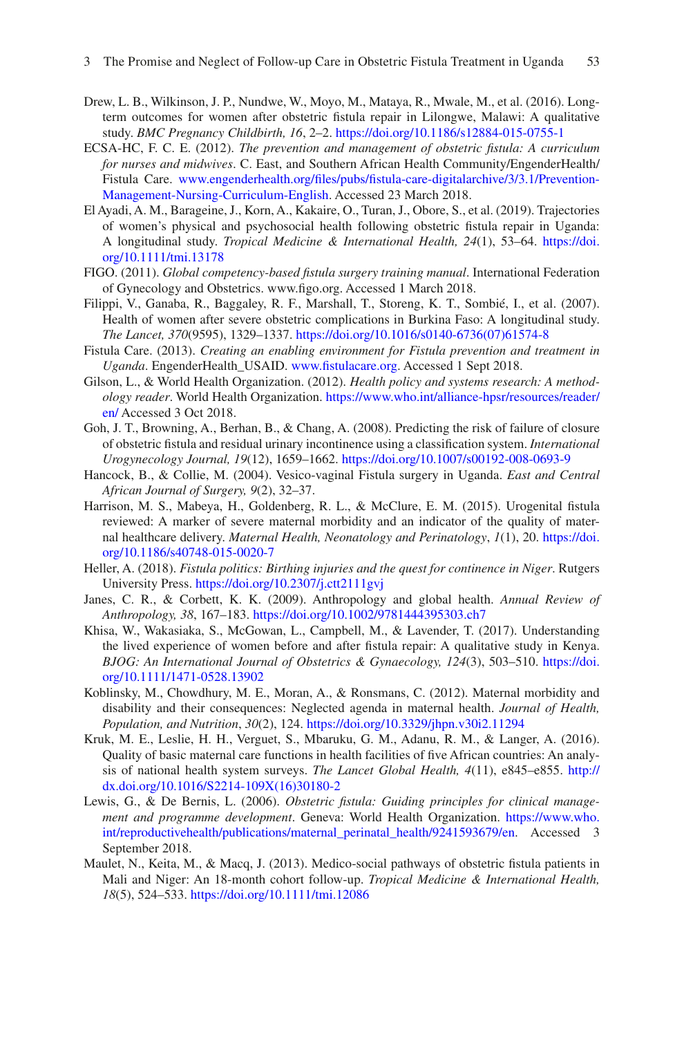Drew, L. B., Wilkinson, J. P., Nundwe, W., Moyo, M., Mataya, R., Mwale, M., et al. (2016). Long-term outcomes for women after obstetric fistula repair in Lilongwe, Malawi: A qualitative study. *BMC Pregnancy Childbirth, 16*, 2–2. https://doi.org/10.1186/s12884-015-0755-1

ECSA-HC, F. C. E. (2012). *The prevention and management of obstetric fistula: A curriculum for nurses and midwives*. C. East, and Southern African Health Community/EngenderHealth/Fistula Care. www.engenderhealth.org/files/pubs/fistula-care-digitalarchive/3/3.1/Prevention-Management-Nursing-Curriculum-English. Accessed 23 March 2018.

El Ayadi, A. M., Barageine, J., Korn, A., Kakaire, O., Turan, J., Obore, S., et al. (2019). Trajectories of women's physical and psychosocial health following obstetric fistula repair in Uganda: A longitudinal study. *Tropical Medicine & International Health, 24*(1), 53–64. https://doi.org/10.1111/tmi.13178

FIGO. (2011). *Global competency-based fistula surgery training manual*. International Federation of Gynecology and Obstetrics. www.figo.org. Accessed 1 March 2018.

Filippi, V., Ganaba, R., Baggaley, R. F., Marshall, T., Storeng, K. T., Sombié, I., et al. (2007). Health of women after severe obstetric complications in Burkina Faso: A longitudinal study. *The Lancet, 370*(9595), 1329–1337. https://doi.org/10.1016/s0140-6736(07)61574-8

Fistula Care. (2013). *Creating an enabling environment for Fistula prevention and treatment in Uganda*. EngenderHealth_USAID. www.fistulacare.org. Accessed 1 Sept 2018.

Gilson, L., & World Health Organization. (2012). *Health policy and systems research: A methodology reader*. World Health Organization. https://www.who.int/alliance-hpsr/resources/reader/en/ Accessed 3 Oct 2018.

Goh, J. T., Browning, A., Berhan, B., & Chang, A. (2008). Predicting the risk of failure of closure of obstetric fistula and residual urinary incontinence using a classification system. *International Urogynecology Journal, 19*(12), 1659–1662. https://doi.org/10.1007/s00192-008-0693-9

Hancock, B., & Collie, M. (2004). Vesico-vaginal Fistula surgery in Uganda. *East and Central African Journal of Surgery, 9*(2), 32–37.

Harrison, M. S., Mabeya, H., Goldenberg, R. L., & McClure, E. M. (2015). Urogenital fistula reviewed: A marker of severe maternal morbidity and an indicator of the quality of maternal healthcare delivery. *Maternal Health, Neonatology and Perinatology*, *1*(1), 20. https://doi.org/10.1186/s40748-015-0020-7

Heller, A. (2018). *Fistula politics: Birthing injuries and the quest for continence in Niger*. Rutgers University Press. https://doi.org/10.2307/j.ctt2111gvj

Janes, C. R., & Corbett, K. K. (2009). Anthropology and global health. *Annual Review of Anthropology, 38*, 167–183. https://doi.org/10.1002/9781444395303.ch7

Khisa, W., Wakasiaka, S., McGowan, L., Campbell, M., & Lavender, T. (2017). Understanding the lived experience of women before and after fistula repair: A qualitative study in Kenya. *BJOG: An International Journal of Obstetrics & Gynaecology, 124*(3), 503–510. https://doi.org/10.1111/1471-0528.13902

Koblinsky, M., Chowdhury, M. E., Moran, A., & Ronsmans, C. (2012). Maternal morbidity and disability and their consequences: Neglected agenda in maternal health. *Journal of Health, Population, and Nutrition*, *30*(2), 124. https://doi.org/10.3329/jhpn.v30i2.11294

Kruk, M. E., Leslie, H. H., Verguet, S., Mbaruku, G. M., Adanu, R. M., & Langer, A. (2016). Quality of basic maternal care functions in health facilities of five African countries: An analysis of national health system surveys. *The Lancet Global Health, 4*(11), e845–e855. http://dx.doi.org/10.1016/S2214-109X(16)30180-2

Lewis, G., & De Bernis, L. (2006). *Obstetric fistula: Guiding principles for clinical management and programme development*. Geneva: World Health Organization. https://www.who.int/reproductivehealth/publications/maternal_perinatal_health/9241593679/en. Accessed 3 September 2018.

Maulet, N., Keita, M., & Macq, J. (2013). Medico-social pathways of obstetric fistula patients in Mali and Niger: An 18-month cohort follow-up. *Tropical Medicine & International Health, 18*(5), 524–533. https://doi.org/10.1111/tmi.12086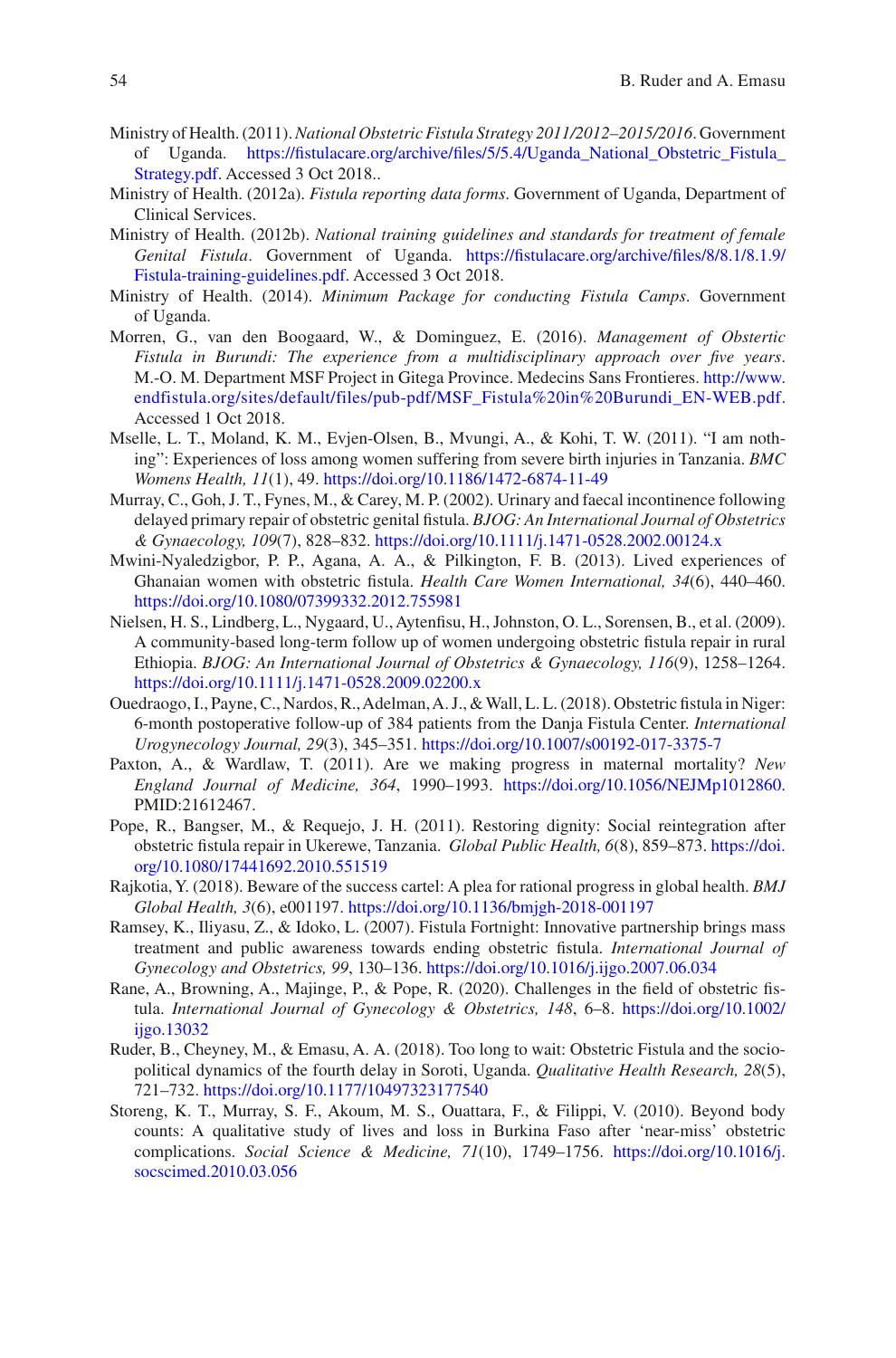Ministry of Health. (2011). *National Obstetric Fistula Strategy 2011/2012–2015/2016*. Government of Uganda. https://fistulacare.org/archive/files/5/5.4/Uganda_National_Obstetric_Fistula_Strategy.pdf. Accessed 3 Oct 2018..

Ministry of Health. (2012a). *Fistula reporting data forms*. Government of Uganda, Department of Clinical Services.

Ministry of Health. (2012b). *National training guidelines and standards for treatment of female Genital Fistula*. Government of Uganda. https://fistulacare.org/archive/files/8/8.1/8.1.9/Fistula-training-guidelines.pdf. Accessed 3 Oct 2018.

Ministry of Health. (2014). *Minimum Package for conducting Fistula Camps*. Government of Uganda.

Morren, G., van den Boogaard, W., & Dominguez, E. (2016). *Management of Obstertic Fistula in Burundi: The experience from a multidisciplinary approach over five years*. M.-O. M. Department MSF Project in Gitega Province. Medecins Sans Frontieres. http://www.endfistula.org/sites/default/files/pub-pdf/MSF_Fistula%20in%20Burundi_EN-WEB.pdf. Accessed 1 Oct 2018.

Mselle, L. T., Moland, K. M., Evjen-Olsen, B., Mvungi, A., & Kohi, T. W. (2011). "I am nothing": Experiences of loss among women suffering from severe birth injuries in Tanzania. *BMC Womens Health, 11*(1), 49. https://doi.org/10.1186/1472-6874-11-49

Murray, C., Goh, J. T., Fynes, M., & Carey, M. P. (2002). Urinary and faecal incontinence following delayed primary repair of obstetric genital fistula. *BJOG: An International Journal of Obstetrics & Gynaecology, 109*(7), 828–832. https://doi.org/10.1111/j.1471-0528.2002.00124.x

Mwini-Nyaledzigbor, P. P., Agana, A. A., & Pilkington, F. B. (2013). Lived experiences of Ghanaian women with obstetric fistula. *Health Care Women International, 34*(6), 440–460. https://doi.org/10.1080/07399332.2012.755981

Nielsen, H. S., Lindberg, L., Nygaard, U., Aytenfisu, H., Johnston, O. L., Sorensen, B., et al. (2009). A community-based long-term follow up of women undergoing obstetric fistula repair in rural Ethiopia. *BJOG: An International Journal of Obstetrics & Gynaecology, 116*(9), 1258–1264. https://doi.org/10.1111/j.1471-0528.2009.02200.x

Ouedraogo, I., Payne, C., Nardos, R., Adelman, A. J., & Wall, L. L. (2018). Obstetric fistula in Niger: 6-month postoperative follow-up of 384 patients from the Danja Fistula Center. *International Urogynecology Journal, 29*(3), 345–351. https://doi.org/10.1007/s00192-017-3375-7

Paxton, A., & Wardlaw, T. (2011). Are we making progress in maternal mortality? *New England Journal of Medicine, 364*, 1990–1993. https://doi.org/10.1056/NEJMp1012860. PMID:21612467.

Pope, R., Bangser, M., & Requejo, J. H. (2011). Restoring dignity: Social reintegration after obstetric fistula repair in Ukerewe, Tanzania. *Global Public Health, 6*(8), 859–873. https://doi.org/10.1080/17441692.2010.551519

Rajkotia, Y. (2018). Beware of the success cartel: A plea for rational progress in global health. *BMJ Global Health, 3*(6), e001197. https://doi.org/10.1136/bmjgh-2018-001197

Ramsey, K., Iliyasu, Z., & Idoko, L. (2007). Fistula Fortnight: Innovative partnership brings mass treatment and public awareness towards ending obstetric fistula. *International Journal of Gynecology and Obstetrics, 99*, 130–136. https://doi.org/10.1016/j.ijgo.2007.06.034

Rane, A., Browning, A., Majinge, P., & Pope, R. (2020). Challenges in the field of obstetric fistula. *International Journal of Gynecology & Obstetrics, 148*, 6–8. https://doi.org/10.1002/ijgo.13032

Ruder, B., Cheyney, M., & Emasu, A. A. (2018). Too long to wait: Obstetric Fistula and the sociopolitical dynamics of the fourth delay in Soroti, Uganda. *Qualitative Health Research, 28*(5), 721–732. https://doi.org/10.1177/1049732317754O

Storeng, K. T., Murray, S. F., Akoum, M. S., Ouattara, F., & Filippi, V. (2010). Beyond body counts: A qualitative study of lives and loss in Burkina Faso after 'near-miss' obstetric complications. *Social Science & Medicine, 71*(10), 1749–1756. https://doi.org/10.1016/j.socscimed.2010.03.056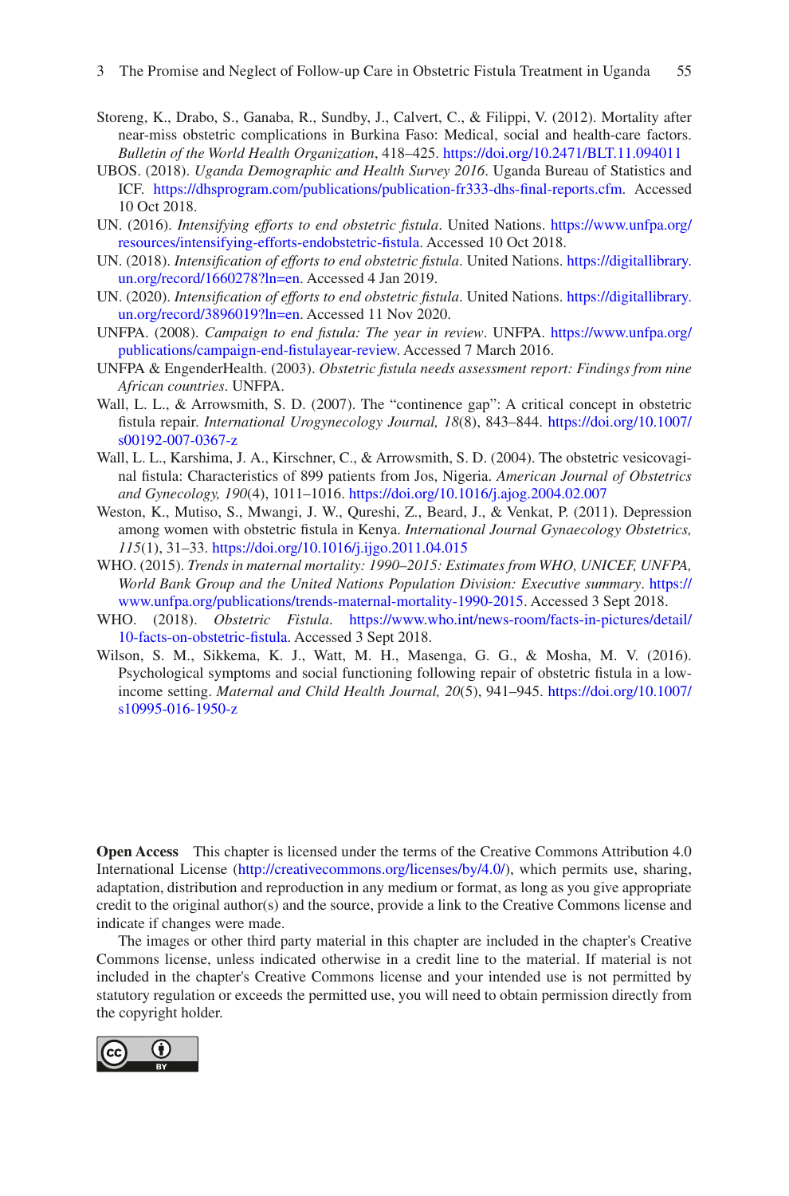Storeng, K., Drabo, S., Ganaba, R., Sundby, J., Calvert, C., & Filippi, V. (2012). Mortality after near-miss obstetric complications in Burkina Faso: Medical, social and health-care factors. *Bulletin of the World Health Organization*, 418–425. https://doi.org/10.2471/BLT.11.094011

UBOS. (2018). *Uganda Demographic and Health Survey 2016*. Uganda Bureau of Statistics and ICF. https://dhsprogram.com/publications/publication-fr333-dhs-final-reports.cfm. Accessed 10 Oct 2018.

UN. (2016). *Intensifying efforts to end obstetric fistula*. United Nations. https://www.unfpa.org/resources/intensifying-efforts-endobstetric-fistula. Accessed 10 Oct 2018.

UN. (2018). *Intensification of efforts to end obstetric fistula*. United Nations. https://digitallibrary.un.org/record/1660278?ln=en. Accessed 4 Jan 2019.

UN. (2020). *Intensification of efforts to end obstetric fistula*. United Nations. https://digitallibrary.un.org/record/3896019?ln=en. Accessed 11 Nov 2020.

UNFPA. (2008). *Campaign to end fistula: The year in review*. UNFPA. https://www.unfpa.org/publications/campaign-end-fistulayear-review. Accessed 7 March 2016.

UNFPA & EngenderHealth. (2003). *Obstetric fistula needs assessment report: Findings from nine African countries*. UNFPA.

Wall, L. L., & Arrowsmith, S. D. (2007). The "continence gap": A critical concept in obstetric fistula repair. *International Urogynecology Journal, 18*(8), 843–844. https://doi.org/10.1007/s00192-007-0367-z

Wall, L. L., Karshima, J. A., Kirschner, C., & Arrowsmith, S. D. (2004). The obstetric vesicovaginal fistula: Characteristics of 899 patients from Jos, Nigeria. *American Journal of Obstetrics and Gynecology, 190*(4), 1011–1016. https://doi.org/10.1016/j.ajog.2004.02.007

Weston, K., Mutiso, S., Mwangi, J. W., Qureshi, Z., Beard, J., & Venkat, P. (2011). Depression among women with obstetric fistula in Kenya. *International Journal Gynaecology Obstetrics, 115*(1), 31–33. https://doi.org/10.1016/j.ijgo.2011.04.015

WHO. (2015). *Trends in maternal mortality: 1990–2015: Estimates from WHO, UNICEF, UNFPA, World Bank Group and the United Nations Population Division: Executive summary*. https://www.unfpa.org/publications/trends-maternal-mortality-1990-2015. Accessed 3 Sept 2018.

WHO. (2018). *Obstetric Fistula*. https://www.who.int/news-room/facts-in-pictures/detail/10-facts-on-obstetric-fistula. Accessed 3 Sept 2018.

Wilson, S. M., Sikkema, K. J., Watt, M. H., Masenga, G. G., & Mosha, M. V. (2016). Psychological symptoms and social functioning following repair of obstetric fistula in a low-income setting. *Maternal and Child Health Journal, 20*(5), 941–945. https://doi.org/10.1007/s10995-016-1950-z

**Open Access** This chapter is licensed under the terms of the Creative Commons Attribution 4.0 International License (http://creativecommons.org/licenses/by/4.0/), which permits use, sharing, adaptation, distribution and reproduction in any medium or format, as long as you give appropriate credit to the original author(s) and the source, provide a link to the Creative Commons license and indicate if changes were made.

The images or other third party material in this chapter are included in the chapter's Creative Commons license, unless indicated otherwise in a credit line to the material. If material is not included in the chapter's Creative Commons license and your intended use is not permitted by statutory regulation or exceeds the permitted use, you will need to obtain permission directly from the copyright holder.